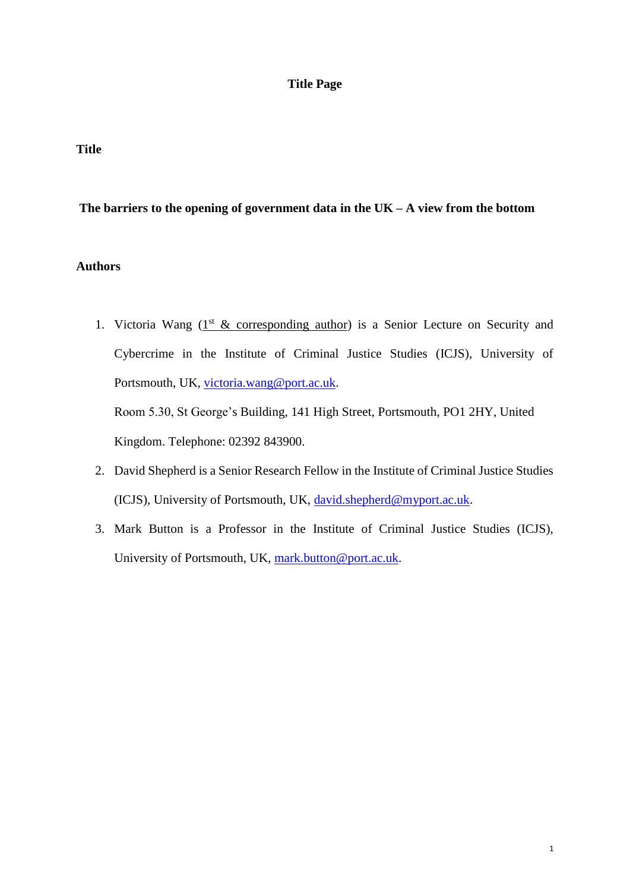**Title Page**

**Title**

**The barriers to the opening of government data in the UK – A view from the bottom**

**Authors**

1. Victoria Wang (1st & corresponding author) is a Senior Lecture on Security and Cybercrime in the Institute of Criminal Justice Studies (ICJS), University of Portsmouth, UK, victoria.wang@port.ac.uk.
   
   Room 5.30, St George's Building, 141 High Street, Portsmouth, PO1 2HY, United Kingdom. Telephone: 02392 843900.
2. David Shepherd is a Senior Research Fellow in the Institute of Criminal Justice Studies (ICJS), University of Portsmouth, UK, david.shepherd@myport.ac.uk.
3. Mark Button is a Professor in the Institute of Criminal Justice Studies (ICJS), University of Portsmouth, UK, mark.button@port.ac.uk.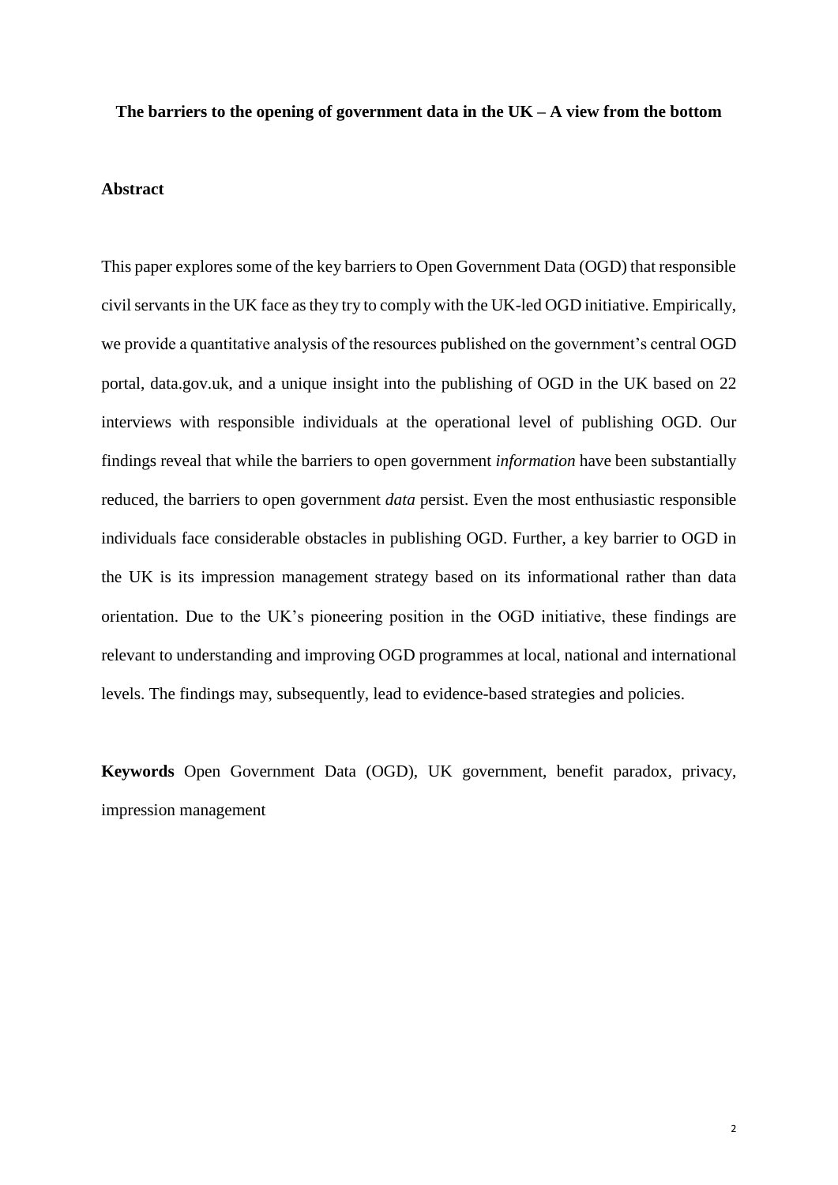**The barriers to the opening of government data in the UK – A view from the bottom**

## Abstract

This paper explores some of the key barriers to Open Government Data (OGD) that responsible civil servants in the UK face as they try to comply with the UK-led OGD initiative. Empirically, we provide a quantitative analysis of the resources published on the government's central OGD portal, data.gov.uk, and a unique insight into the publishing of OGD in the UK based on 22 interviews with responsible individuals at the operational level of publishing OGD. Our findings reveal that while the barriers to open government *information* have been substantially reduced, the barriers to open government *data* persist. Even the most enthusiastic responsible individuals face considerable obstacles in publishing OGD. Further, a key barrier to OGD in the UK is its impression management strategy based on its informational rather than data orientation. Due to the UK's pioneering position in the OGD initiative, these findings are relevant to understanding and improving OGD programmes at local, national and international levels. The findings may, subsequently, lead to evidence-based strategies and policies.

**Keywords** Open Government Data (OGD), UK government, benefit paradox, privacy, impression management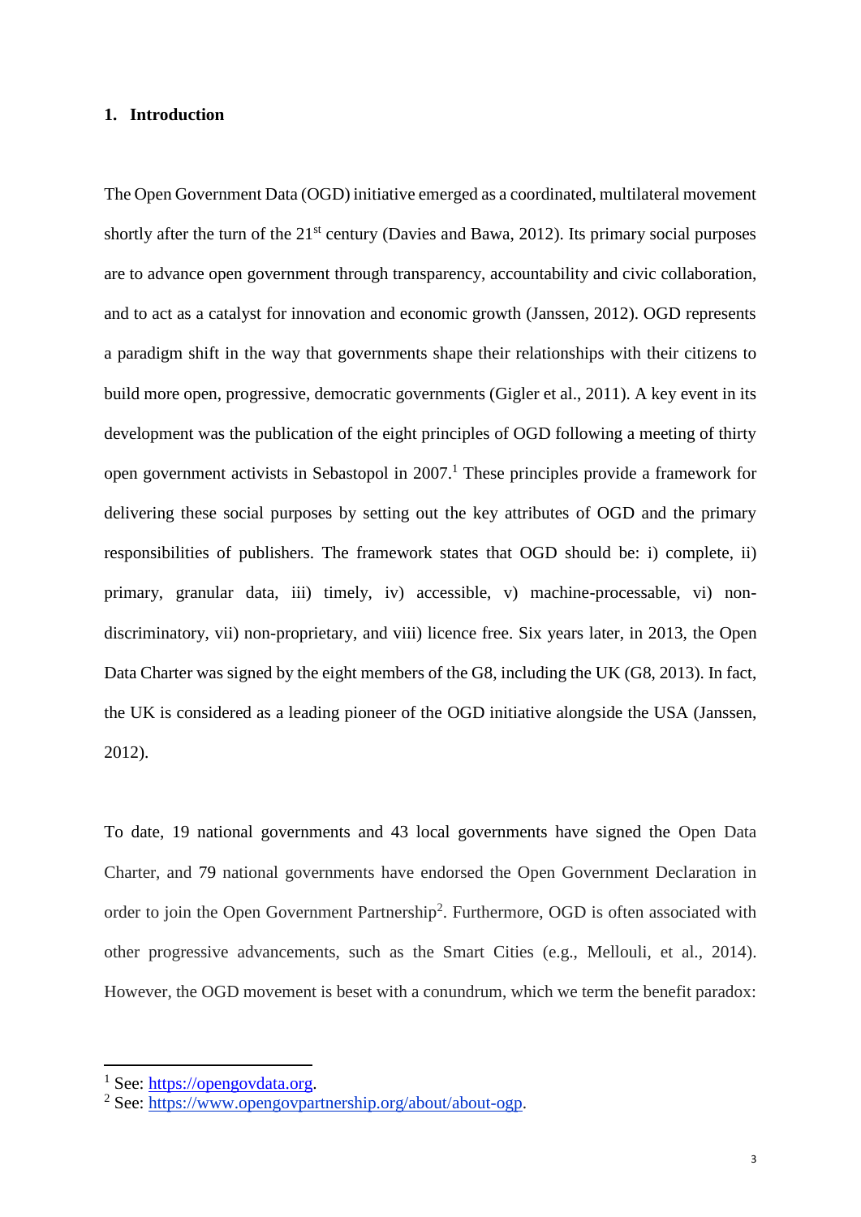## 1. Introduction

The Open Government Data (OGD) initiative emerged as a coordinated, multilateral movement shortly after the turn of the 21st century (Davies and Bawa, 2012). Its primary social purposes are to advance open government through transparency, accountability and civic collaboration, and to act as a catalyst for innovation and economic growth (Janssen, 2012). OGD represents a paradigm shift in the way that governments shape their relationships with their citizens to build more open, progressive, democratic governments (Gigler et al., 2011). A key event in its development was the publication of the eight principles of OGD following a meeting of thirty open government activists in Sebastopol in 2007.[1] These principles provide a framework for delivering these social purposes by setting out the key attributes of OGD and the primary responsibilities of publishers. The framework states that OGD should be: i) complete, ii) primary, granular data, iii) timely, iv) accessible, v) machine-processable, vi) non-discriminatory, vii) non-proprietary, and viii) licence free. Six years later, in 2013, the Open Data Charter was signed by the eight members of the G8, including the UK (G8, 2013). In fact, the UK is considered as a leading pioneer of the OGD initiative alongside the USA (Janssen, 2012).

To date, 19 national governments and 43 local governments have signed the Open Data Charter, and 79 national governments have endorsed the Open Government Declaration in order to join the Open Government Partnership[2]. Furthermore, OGD is often associated with other progressive advancements, such as the Smart Cities (e.g., Mellouli, et al., 2014). However, the OGD movement is beset with a conundrum, which we term the benefit paradox:

[1] See: https://opengovdata.org.

[2] See: https://www.opengovpartnership.org/about/about-ogp.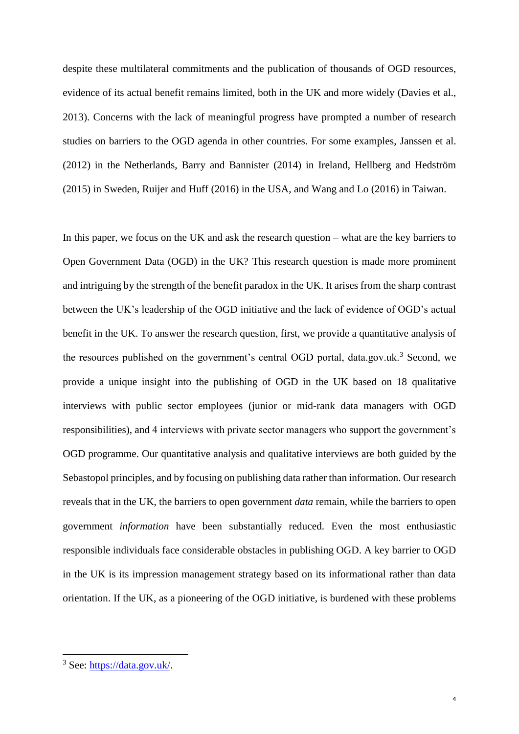despite these multilateral commitments and the publication of thousands of OGD resources, evidence of its actual benefit remains limited, both in the UK and more widely (Davies et al., 2013). Concerns with the lack of meaningful progress have prompted a number of research studies on barriers to the OGD agenda in other countries. For some examples, Janssen et al. (2012) in the Netherlands, Barry and Bannister (2014) in Ireland, Hellberg and Hedström (2015) in Sweden, Ruijer and Huff (2016) in the USA, and Wang and Lo (2016) in Taiwan.

In this paper, we focus on the UK and ask the research question – what are the key barriers to Open Government Data (OGD) in the UK? This research question is made more prominent and intriguing by the strength of the benefit paradox in the UK. It arises from the sharp contrast between the UK's leadership of the OGD initiative and the lack of evidence of OGD's actual benefit in the UK. To answer the research question, first, we provide a quantitative analysis of the resources published on the government's central OGD portal, data.gov.uk.[3] Second, we provide a unique insight into the publishing of OGD in the UK based on 18 qualitative interviews with public sector employees (junior or mid-rank data managers with OGD responsibilities), and 4 interviews with private sector managers who support the government's OGD programme. Our quantitative analysis and qualitative interviews are both guided by the Sebastopol principles, and by focusing on publishing data rather than information. Our research reveals that in the UK, the barriers to open government *data* remain, while the barriers to open government *information* have been substantially reduced. Even the most enthusiastic responsible individuals face considerable obstacles in publishing OGD. A key barrier to OGD in the UK is its impression management strategy based on its informational rather than data orientation. If the UK, as a pioneering of the OGD initiative, is burdened with these problems

---

[3] See: https://data.gov.uk/.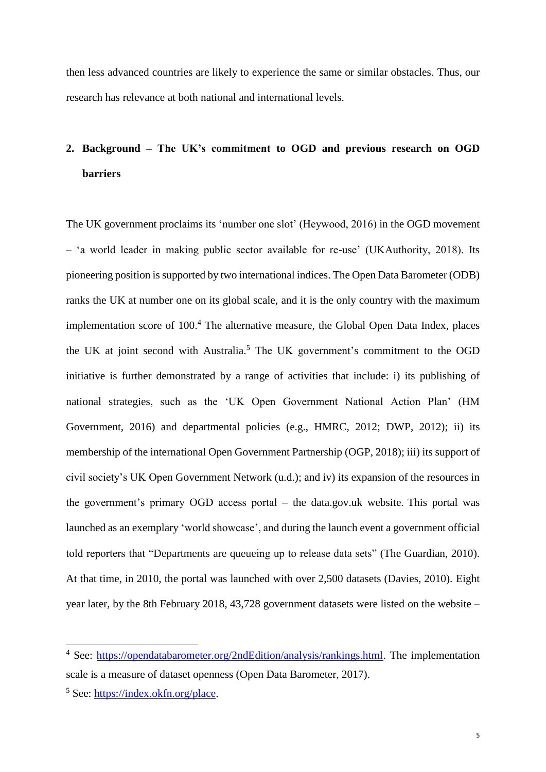then less advanced countries are likely to experience the same or similar obstacles. Thus, our research has relevance at both national and international levels.

## 2. Background – The UK's commitment to OGD and previous research on OGD barriers

The UK government proclaims its 'number one slot' (Heywood, 2016) in the OGD movement – 'a world leader in making public sector available for re-use' (UKAuthority, 2018). Its pioneering position is supported by two international indices. The Open Data Barometer (ODB) ranks the UK at number one on its global scale, and it is the only country with the maximum implementation score of 100.[4] The alternative measure, the Global Open Data Index, places the UK at joint second with Australia.[5] The UK government's commitment to the OGD initiative is further demonstrated by a range of activities that include: i) its publishing of national strategies, such as the 'UK Open Government National Action Plan' (HM Government, 2016) and departmental policies (e.g., HMRC, 2012; DWP, 2012); ii) its membership of the international Open Government Partnership (OGP, 2018); iii) its support of civil society's UK Open Government Network (u.d.); and iv) its expansion of the resources in the government's primary OGD access portal – the data.gov.uk website. This portal was launched as an exemplary 'world showcase', and during the launch event a government official told reporters that "Departments are queueing up to release data sets" (The Guardian, 2010). At that time, in 2010, the portal was launched with over 2,500 datasets (Davies, 2010). Eight year later, by the 8th February 2018, 43,728 government datasets were listed on the website –

---

[4] See: https://opendatabarometer.org/2ndEdition/analysis/rankings.html. The implementation scale is a measure of dataset openness (Open Data Barometer, 2017).

[5] See: https://index.okfn.org/place.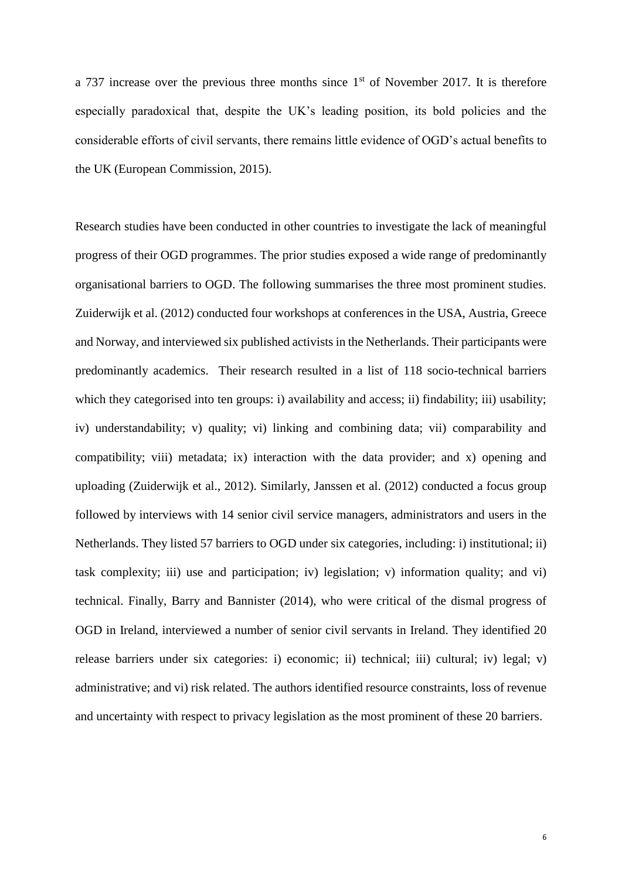a 737 increase over the previous three months since 1st of November 2017. It is therefore especially paradoxical that, despite the UK's leading position, its bold policies and the considerable efforts of civil servants, there remains little evidence of OGD's actual benefits to the UK (European Commission, 2015).

Research studies have been conducted in other countries to investigate the lack of meaningful progress of their OGD programmes. The prior studies exposed a wide range of predominantly organisational barriers to OGD. The following summarises the three most prominent studies. Zuiderwijk et al. (2012) conducted four workshops at conferences in the USA, Austria, Greece and Norway, and interviewed six published activists in the Netherlands. Their participants were predominantly academics. Their research resulted in a list of 118 socio-technical barriers which they categorised into ten groups: i) availability and access; ii) findability; iii) usability; iv) understandability; v) quality; vi) linking and combining data; vii) comparability and compatibility; viii) metadata; ix) interaction with the data provider; and x) opening and uploading (Zuiderwijk et al., 2012). Similarly, Janssen et al. (2012) conducted a focus group followed by interviews with 14 senior civil service managers, administrators and users in the Netherlands. They listed 57 barriers to OGD under six categories, including: i) institutional; ii) task complexity; iii) use and participation; iv) legislation; v) information quality; and vi) technical. Finally, Barry and Bannister (2014), who were critical of the dismal progress of OGD in Ireland, interviewed a number of senior civil servants in Ireland. They identified 20 release barriers under six categories: i) economic; ii) technical; iii) cultural; iv) legal; v) administrative; and vi) risk related. The authors identified resource constraints, loss of revenue and uncertainty with respect to privacy legislation as the most prominent of these 20 barriers.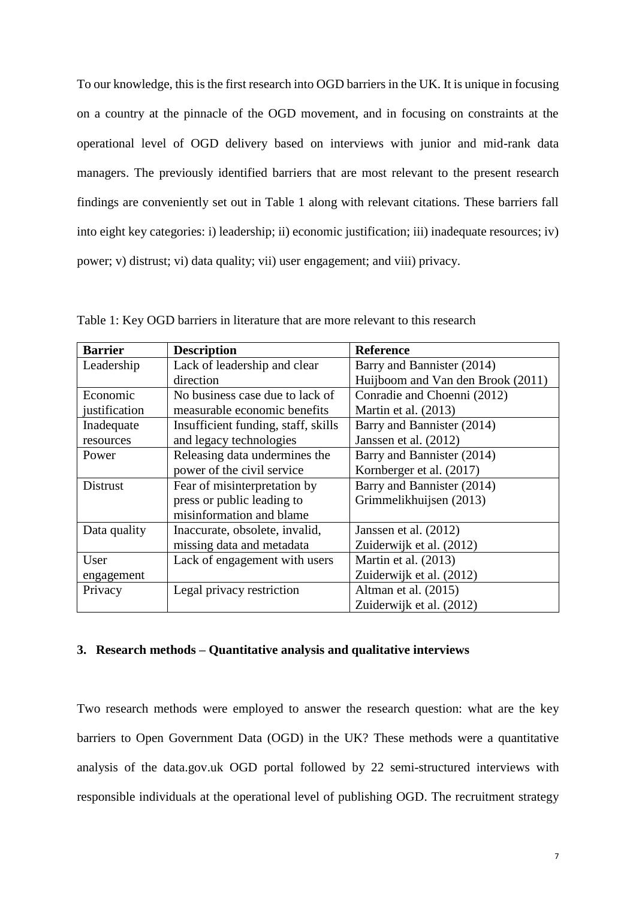To our knowledge, this is the first research into OGD barriers in the UK. It is unique in focusing on a country at the pinnacle of the OGD movement, and in focusing on constraints at the operational level of OGD delivery based on interviews with junior and mid-rank data managers. The previously identified barriers that are most relevant to the present research findings are conveniently set out in Table 1 along with relevant citations. These barriers fall into eight key categories: i) leadership; ii) economic justification; iii) inadequate resources; iv) power; v) distrust; vi) data quality; vii) user engagement; and viii) privacy.

Table 1: Key OGD barriers in literature that are more relevant to this research

| **Barrier** | **Description** | **Reference** |
| --- | --- | --- |
| Leadership | Lack of leadership and clear direction | Barry and Bannister (2014)<br>Huijboom and Van den Brook (2011) |
| Economic justification | No business case due to lack of measurable economic benefits | Conradie and Choenni (2012)<br>Martin et al. (2013) |
| Inadequate resources | Insufficient funding, staff, skills and legacy technologies | Barry and Bannister (2014)<br>Janssen et al. (2012) |
| Power | Releasing data undermines the power of the civil service | Barry and Bannister (2014)<br>Kornberger et al. (2017) |
| Distrust | Fear of misinterpretation by press or public leading to misinformation and blame | Barry and Bannister (2014)<br>Grimmelikhuijsen (2013) |
| Data quality | Inaccurate, obsolete, invalid, missing data and metadata | Janssen et al. (2012)<br>Zuiderwijk et al. (2012) |
| User engagement | Lack of engagement with users | Martin et al. (2013)<br>Zuiderwijk et al. (2012) |
| Privacy | Legal privacy restriction | Altman et al. (2015)<br>Zuiderwijk et al. (2012) |

## 3. Research methods – Quantitative analysis and qualitative interviews

Two research methods were employed to answer the research question: what are the key barriers to Open Government Data (OGD) in the UK? These methods were a quantitative analysis of the data.gov.uk OGD portal followed by 22 semi-structured interviews with responsible individuals at the operational level of publishing OGD. The recruitment strategy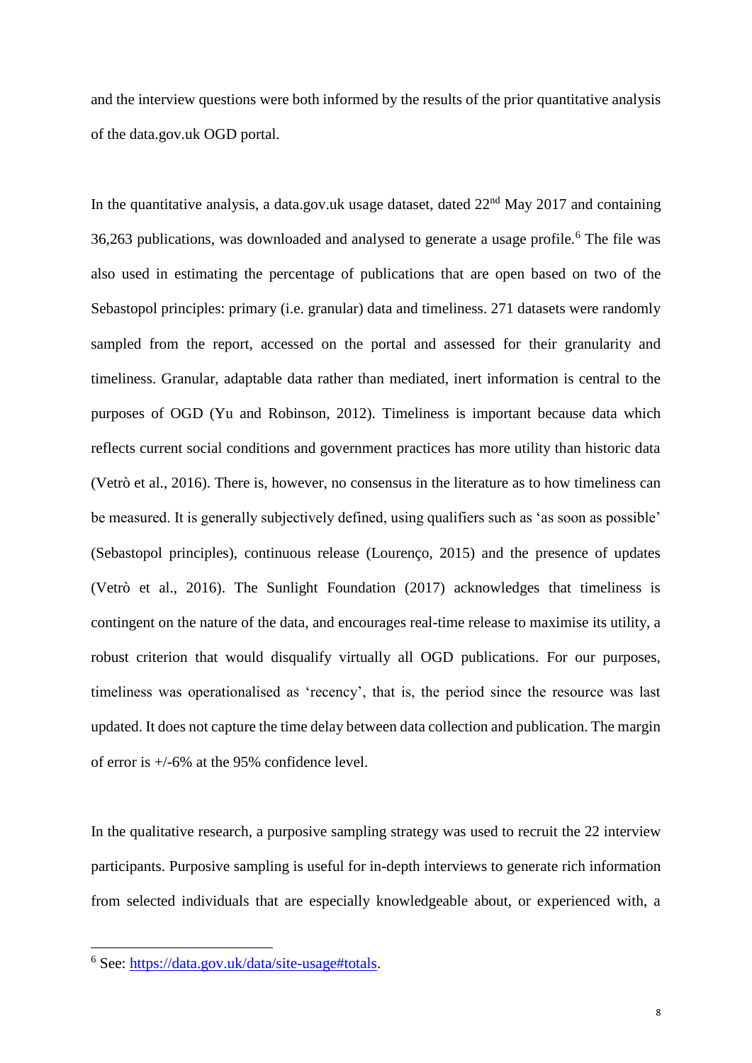and the interview questions were both informed by the results of the prior quantitative analysis of the data.gov.uk OGD portal.

In the quantitative analysis, a data.gov.uk usage dataset, dated 22nd May 2017 and containing 36,263 publications, was downloaded and analysed to generate a usage profile.[6] The file was also used in estimating the percentage of publications that are open based on two of the Sebastopol principles: primary (i.e. granular) data and timeliness. 271 datasets were randomly sampled from the report, accessed on the portal and assessed for their granularity and timeliness. Granular, adaptable data rather than mediated, inert information is central to the purposes of OGD (Yu and Robinson, 2012). Timeliness is important because data which reflects current social conditions and government practices has more utility than historic data (Vetrò et al., 2016). There is, however, no consensus in the literature as to how timeliness can be measured. It is generally subjectively defined, using qualifiers such as 'as soon as possible' (Sebastopol principles), continuous release (Lourenço, 2015) and the presence of updates (Vetrò et al., 2016). The Sunlight Foundation (2017) acknowledges that timeliness is contingent on the nature of the data, and encourages real-time release to maximise its utility, a robust criterion that would disqualify virtually all OGD publications. For our purposes, timeliness was operationalised as 'recency', that is, the period since the resource was last updated. It does not capture the time delay between data collection and publication. The margin of error is +/-6% at the 95% confidence level.

In the qualitative research, a purposive sampling strategy was used to recruit the 22 interview participants. Purposive sampling is useful for in-depth interviews to generate rich information from selected individuals that are especially knowledgeable about, or experienced with, a

[6] See: https://data.gov.uk/data/site-usage#totals.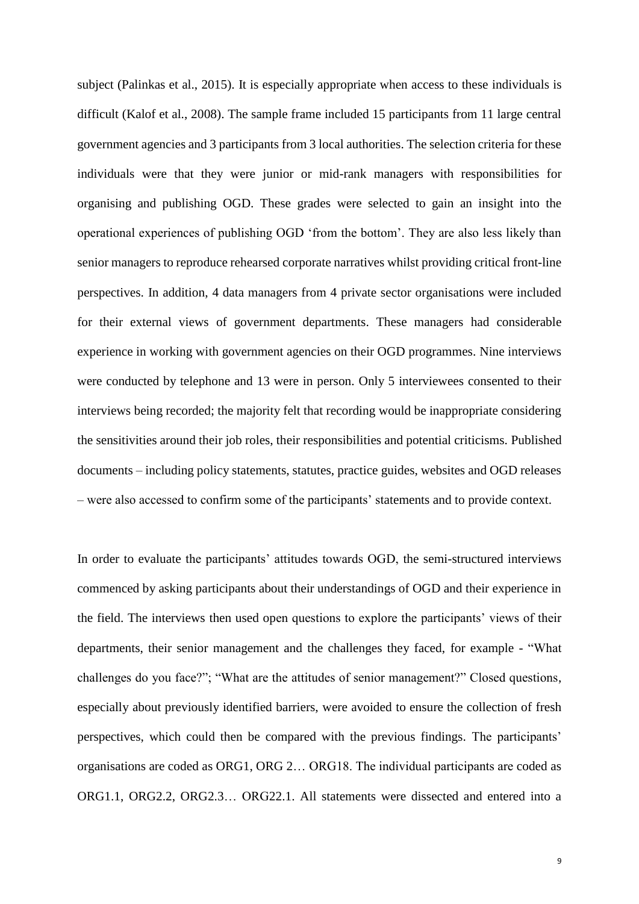subject (Palinkas et al., 2015). It is especially appropriate when access to these individuals is difficult (Kalof et al., 2008). The sample frame included 15 participants from 11 large central government agencies and 3 participants from 3 local authorities. The selection criteria for these individuals were that they were junior or mid-rank managers with responsibilities for organising and publishing OGD. These grades were selected to gain an insight into the operational experiences of publishing OGD 'from the bottom'. They are also less likely than senior managers to reproduce rehearsed corporate narratives whilst providing critical front-line perspectives. In addition, 4 data managers from 4 private sector organisations were included for their external views of government departments. These managers had considerable experience in working with government agencies on their OGD programmes. Nine interviews were conducted by telephone and 13 were in person. Only 5 interviewees consented to their interviews being recorded; the majority felt that recording would be inappropriate considering the sensitivities around their job roles, their responsibilities and potential criticisms. Published documents – including policy statements, statutes, practice guides, websites and OGD releases – were also accessed to confirm some of the participants' statements and to provide context.

In order to evaluate the participants' attitudes towards OGD, the semi-structured interviews commenced by asking participants about their understandings of OGD and their experience in the field. The interviews then used open questions to explore the participants' views of their departments, their senior management and the challenges they faced, for example - "What challenges do you face?"; "What are the attitudes of senior management?" Closed questions, especially about previously identified barriers, were avoided to ensure the collection of fresh perspectives, which could then be compared with the previous findings. The participants' organisations are coded as ORG1, ORG 2… ORG18. The individual participants are coded as ORG1.1, ORG2.2, ORG2.3… ORG22.1. All statements were dissected and entered into a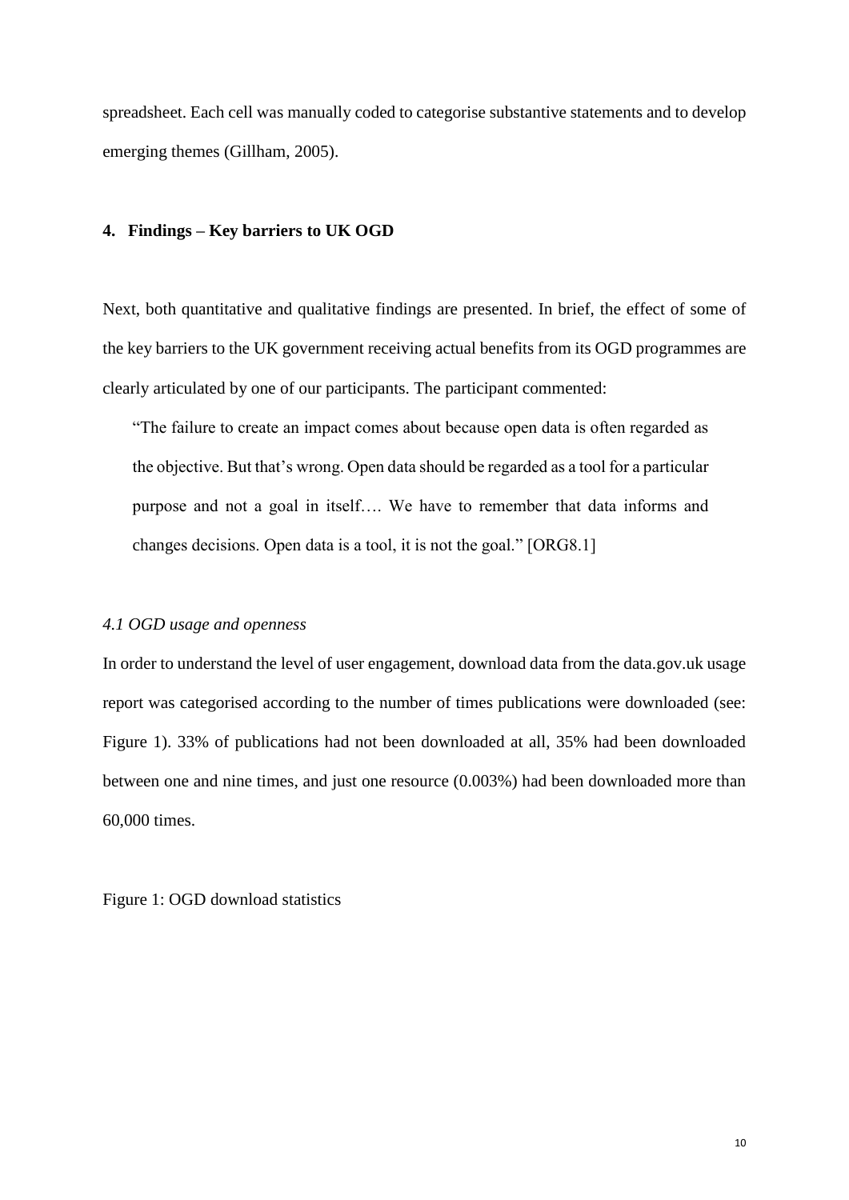spreadsheet. Each cell was manually coded to categorise substantive statements and to develop emerging themes (Gillham, 2005).

## 4. Findings – Key barriers to UK OGD

Next, both quantitative and qualitative findings are presented. In brief, the effect of some of the key barriers to the UK government receiving actual benefits from its OGD programmes are clearly articulated by one of our participants. The participant commented:

> "The failure to create an impact comes about because open data is often regarded as the objective. But that's wrong. Open data should be regarded as a tool for a particular purpose and not a goal in itself…. We have to remember that data informs and changes decisions. Open data is a tool, it is not the goal." [ORG8.1]

### *4.1 OGD usage and openness*

In order to understand the level of user engagement, download data from the data.gov.uk usage report was categorised according to the number of times publications were downloaded (see: Figure 1). 33% of publications had not been downloaded at all, 35% had been downloaded between one and nine times, and just one resource (0.003%) had been downloaded more than 60,000 times.

Figure 1: OGD download statistics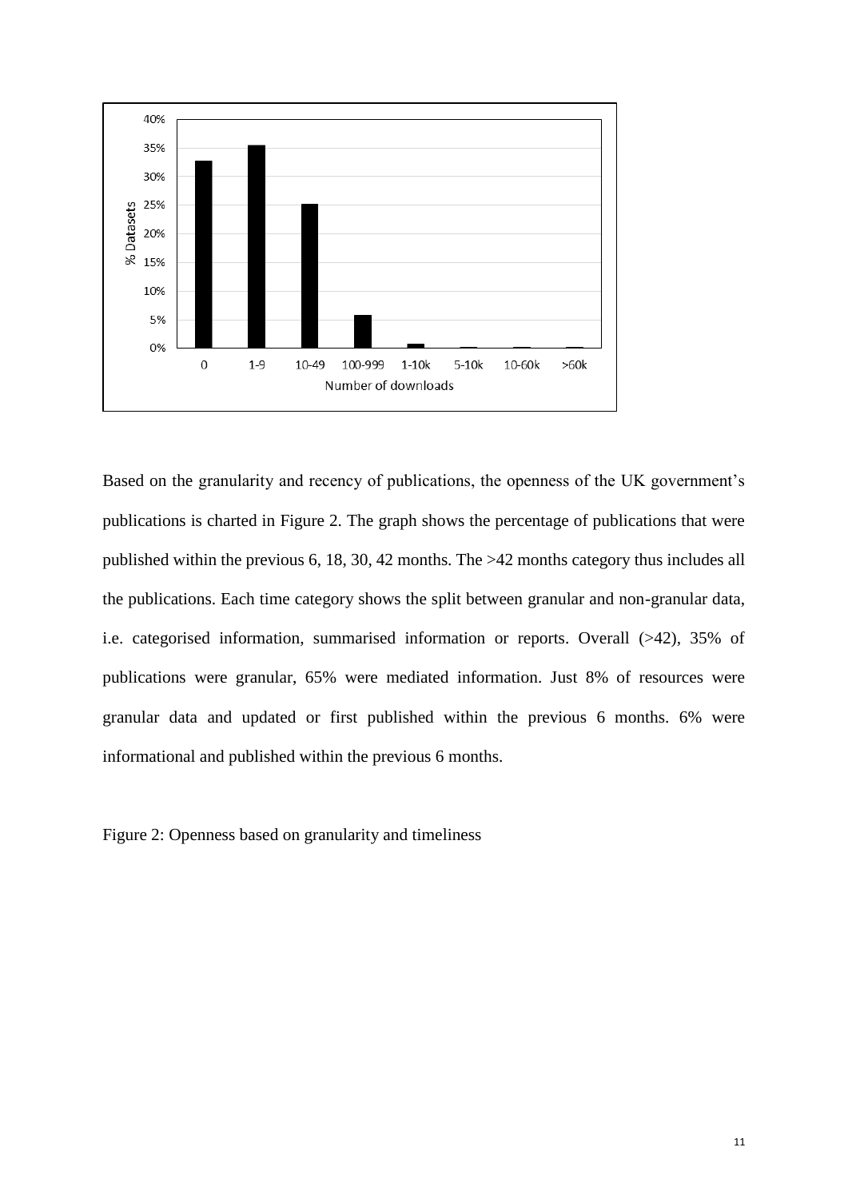Based on the granularity and recency of publications, the openness of the UK government's publications is charted in Figure 2. The graph shows the percentage of publications that were published within the previous 6, 18, 30, 42 months. The >42 months category thus includes all the publications. Each time category shows the split between granular and non-granular data, i.e. categorised information, summarised information or reports. Overall (>42), 35% of publications were granular, 65% were mediated information. Just 8% of resources were granular data and updated or first published within the previous 6 months. 6% were informational and published within the previous 6 months.

Figure 2: Openness based on granularity and timeliness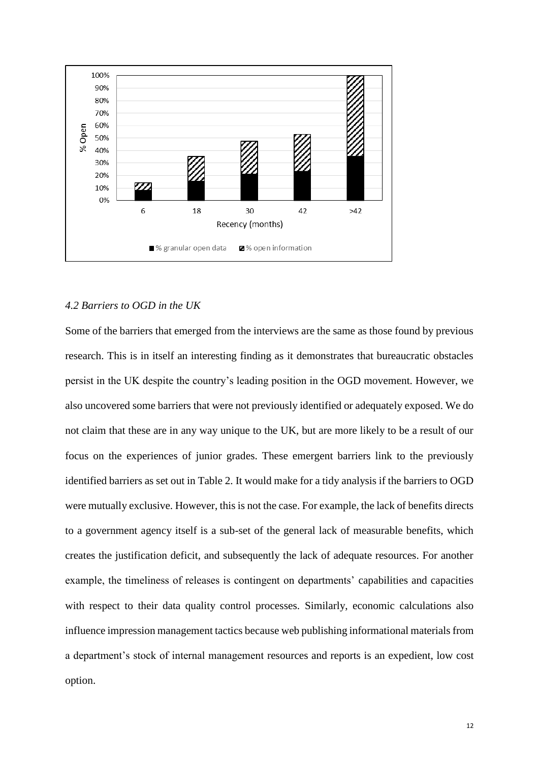## 4.2 Barriers to OGD in the UK

Some of the barriers that emerged from the interviews are the same as those found by previous research. This is in itself an interesting finding as it demonstrates that bureaucratic obstacles persist in the UK despite the country's leading position in the OGD movement. However, we also uncovered some barriers that were not previously identified or adequately exposed. We do not claim that these are in any way unique to the UK, but are more likely to be a result of our focus on the experiences of junior grades. These emergent barriers link to the previously identified barriers as set out in Table 2. It would make for a tidy analysis if the barriers to OGD were mutually exclusive. However, this is not the case. For example, the lack of benefits directs to a government agency itself is a sub-set of the general lack of measurable benefits, which creates the justification deficit, and subsequently the lack of adequate resources. For another example, the timeliness of releases is contingent on departments' capabilities and capacities with respect to their data quality control processes. Similarly, economic calculations also influence impression management tactics because web publishing informational materials from a department's stock of internal management resources and reports is an expedient, low cost option.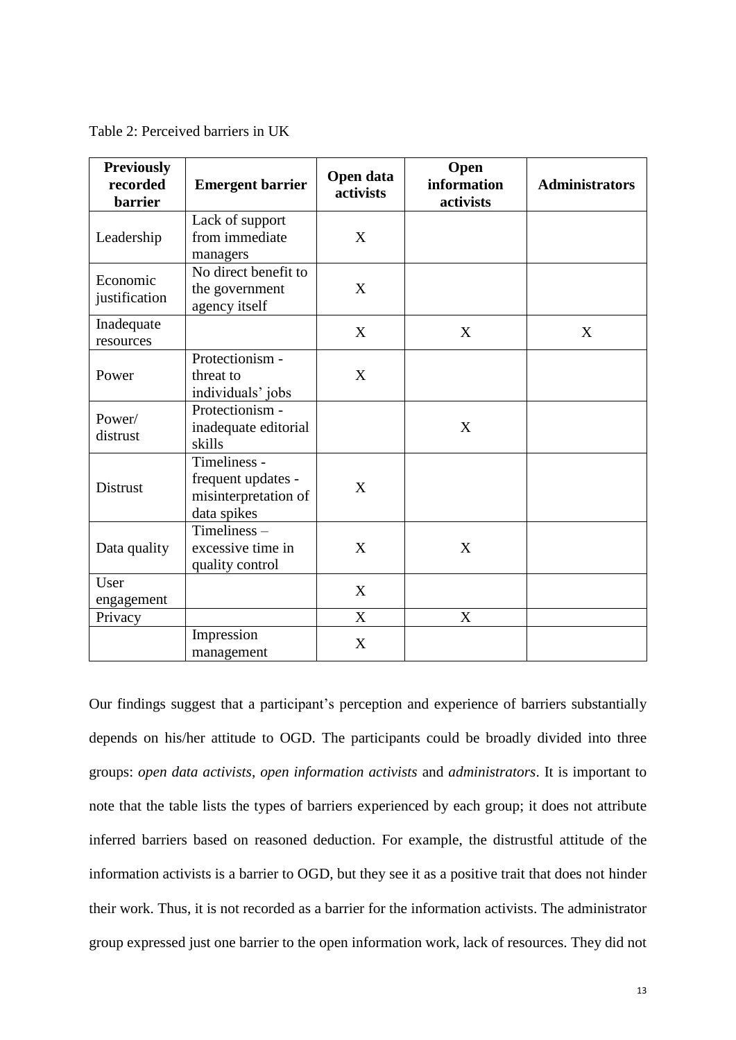Table 2: Perceived barriers in UK

| Previously recorded barrier | Emergent barrier | Open data activists | Open information activists | Administrators |
|---|---|---|---|---|
| Leadership | Lack of support from immediate managers | X | | |
| Economic justification | No direct benefit to the government agency itself | X | | |
| Inadequate resources | | X | X | X |
| Power | Protectionism - threat to individuals' jobs | X | | |
| Power/ distrust | Protectionism - inadequate editorial skills | | X | |
| Distrust | Timeliness - frequent updates - misinterpretation of data spikes | X | | |
| Data quality | Timeliness – excessive time in quality control | X | X | |
| User engagement | | X | | |
| Privacy | | X | X | |
| | Impression management | X | | |

Our findings suggest that a participant's perception and experience of barriers substantially depends on his/her attitude to OGD. The participants could be broadly divided into three groups: *open data activists*, *open information activists* and *administrators*. It is important to note that the table lists the types of barriers experienced by each group; it does not attribute inferred barriers based on reasoned deduction. For example, the distrustful attitude of the information activists is a barrier to OGD, but they see it as a positive trait that does not hinder their work. Thus, it is not recorded as a barrier for the information activists. The administrator group expressed just one barrier to the open information work, lack of resources. They did not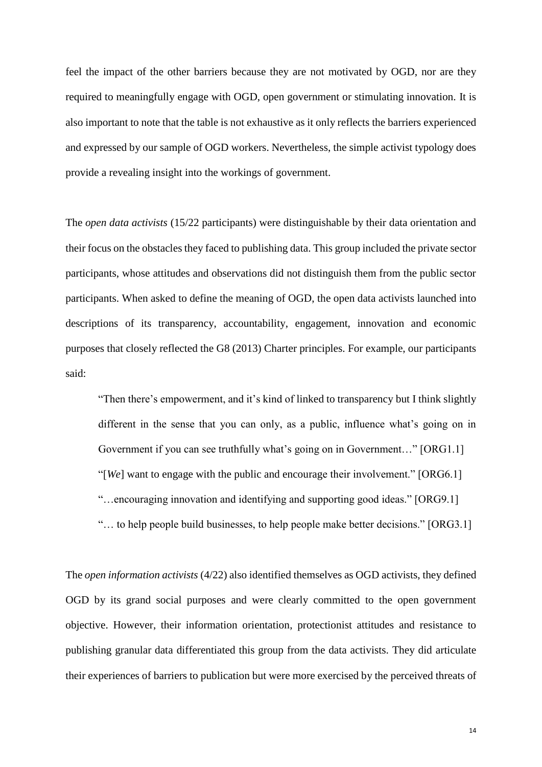feel the impact of the other barriers because they are not motivated by OGD, nor are they required to meaningfully engage with OGD, open government or stimulating innovation. It is also important to note that the table is not exhaustive as it only reflects the barriers experienced and expressed by our sample of OGD workers. Nevertheless, the simple activist typology does provide a revealing insight into the workings of government.

The *open data activists* (15/22 participants) were distinguishable by their data orientation and their focus on the obstacles they faced to publishing data. This group included the private sector participants, whose attitudes and observations did not distinguish them from the public sector participants. When asked to define the meaning of OGD, the open data activists launched into descriptions of its transparency, accountability, engagement, innovation and economic purposes that closely reflected the G8 (2013) Charter principles. For example, our participants said:

> "Then there's empowerment, and it's kind of linked to transparency but I think slightly different in the sense that you can only, as a public, influence what's going on in Government if you can see truthfully what's going on in Government…" [ORG1.1]
>
> "[*We*] want to engage with the public and encourage their involvement." [ORG6.1]
>
> "…encouraging innovation and identifying and supporting good ideas." [ORG9.1]
>
> "… to help people build businesses, to help people make better decisions." [ORG3.1]

The *open information activists* (4/22) also identified themselves as OGD activists, they defined OGD by its grand social purposes and were clearly committed to the open government objective. However, their information orientation, protectionist attitudes and resistance to publishing granular data differentiated this group from the data activists. They did articulate their experiences of barriers to publication but were more exercised by the perceived threats of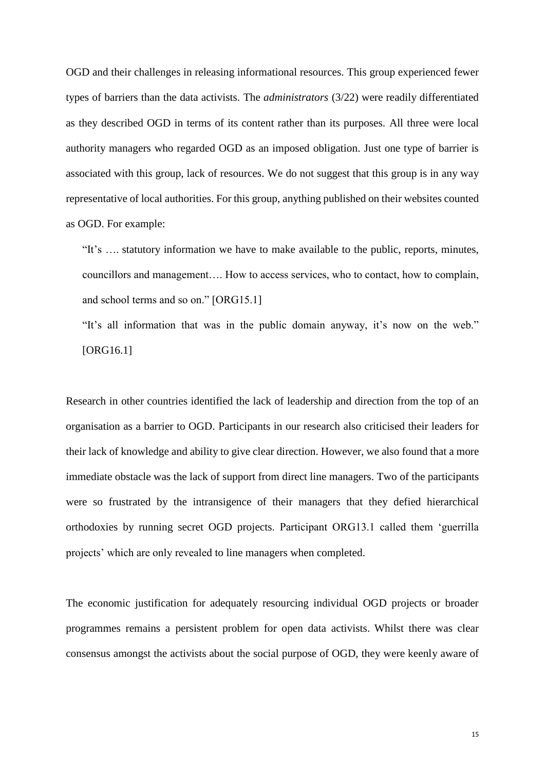OGD and their challenges in releasing informational resources. This group experienced fewer types of barriers than the data activists. The *administrators* (3/22) were readily differentiated as they described OGD in terms of its content rather than its purposes. All three were local authority managers who regarded OGD as an imposed obligation. Just one type of barrier is associated with this group, lack of resources. We do not suggest that this group is in any way representative of local authorities. For this group, anything published on their websites counted as OGD. For example:

> "It's …. statutory information we have to make available to the public, reports, minutes, councillors and management…. How to access services, who to contact, how to complain, and school terms and so on." [ORG15.1]
>
> "It's all information that was in the public domain anyway, it's now on the web." [ORG16.1]

Research in other countries identified the lack of leadership and direction from the top of an organisation as a barrier to OGD. Participants in our research also criticised their leaders for their lack of knowledge and ability to give clear direction. However, we also found that a more immediate obstacle was the lack of support from direct line managers. Two of the participants were so frustrated by the intransigence of their managers that they defied hierarchical orthodoxies by running secret OGD projects. Participant ORG13.1 called them 'guerrilla projects' which are only revealed to line managers when completed.

The economic justification for adequately resourcing individual OGD projects or broader programmes remains a persistent problem for open data activists. Whilst there was clear consensus amongst the activists about the social purpose of OGD, they were keenly aware of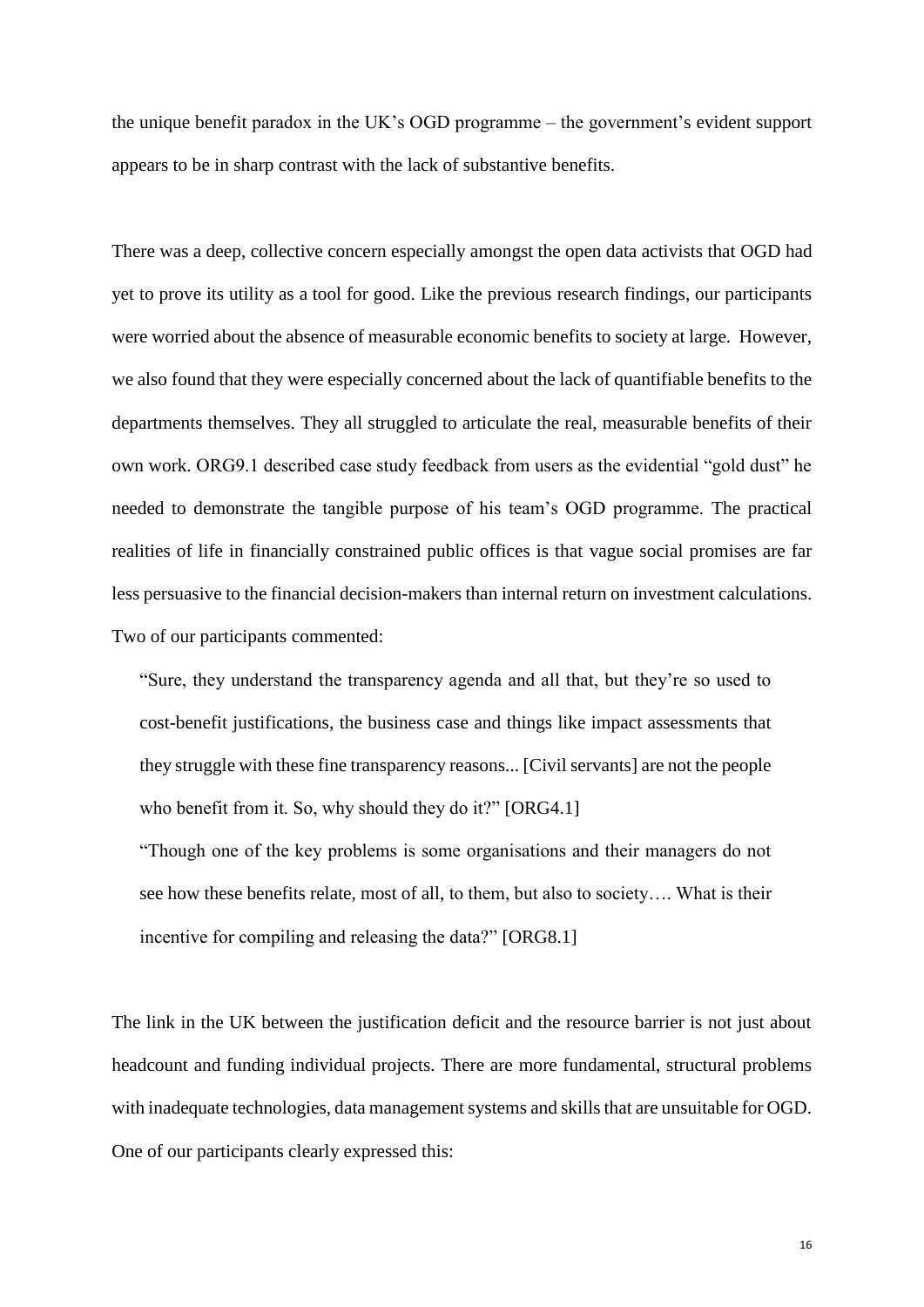the unique benefit paradox in the UK's OGD programme – the government's evident support appears to be in sharp contrast with the lack of substantive benefits.

There was a deep, collective concern especially amongst the open data activists that OGD had yet to prove its utility as a tool for good. Like the previous research findings, our participants were worried about the absence of measurable economic benefits to society at large. However, we also found that they were especially concerned about the lack of quantifiable benefits to the departments themselves. They all struggled to articulate the real, measurable benefits of their own work. ORG9.1 described case study feedback from users as the evidential "gold dust" he needed to demonstrate the tangible purpose of his team's OGD programme. The practical realities of life in financially constrained public offices is that vague social promises are far less persuasive to the financial decision-makers than internal return on investment calculations. Two of our participants commented:

> "Sure, they understand the transparency agenda and all that, but they're so used to cost-benefit justifications, the business case and things like impact assessments that they struggle with these fine transparency reasons... [Civil servants] are not the people who benefit from it. So, why should they do it?" [ORG4.1]
>
> "Though one of the key problems is some organisations and their managers do not see how these benefits relate, most of all, to them, but also to society…. What is their incentive for compiling and releasing the data?" [ORG8.1]

The link in the UK between the justification deficit and the resource barrier is not just about headcount and funding individual projects. There are more fundamental, structural problems with inadequate technologies, data management systems and skills that are unsuitable for OGD. One of our participants clearly expressed this: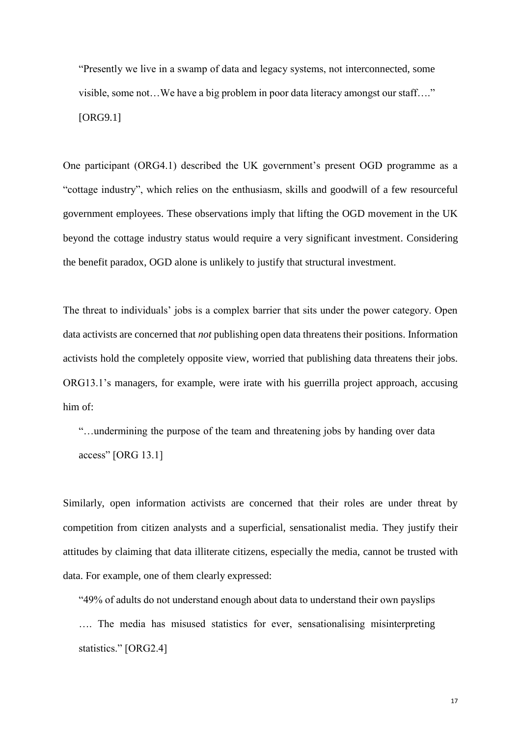> "Presently we live in a swamp of data and legacy systems, not interconnected, some visible, some not…We have a big problem in poor data literacy amongst our staff…." [ORG9.1]

One participant (ORG4.1) described the UK government's present OGD programme as a "cottage industry", which relies on the enthusiasm, skills and goodwill of a few resourceful government employees. These observations imply that lifting the OGD movement in the UK beyond the cottage industry status would require a very significant investment. Considering the benefit paradox, OGD alone is unlikely to justify that structural investment.

The threat to individuals' jobs is a complex barrier that sits under the power category. Open data activists are concerned that *not* publishing open data threatens their positions. Information activists hold the completely opposite view, worried that publishing data threatens their jobs. ORG13.1's managers, for example, were irate with his guerrilla project approach, accusing him of:

> "…undermining the purpose of the team and threatening jobs by handing over data access" [ORG 13.1]

Similarly, open information activists are concerned that their roles are under threat by competition from citizen analysts and a superficial, sensationalist media. They justify their attitudes by claiming that data illiterate citizens, especially the media, cannot be trusted with data. For example, one of them clearly expressed:

> "49% of adults do not understand enough about data to understand their own payslips …. The media has misused statistics for ever, sensationalising misinterpreting statistics." [ORG2.4]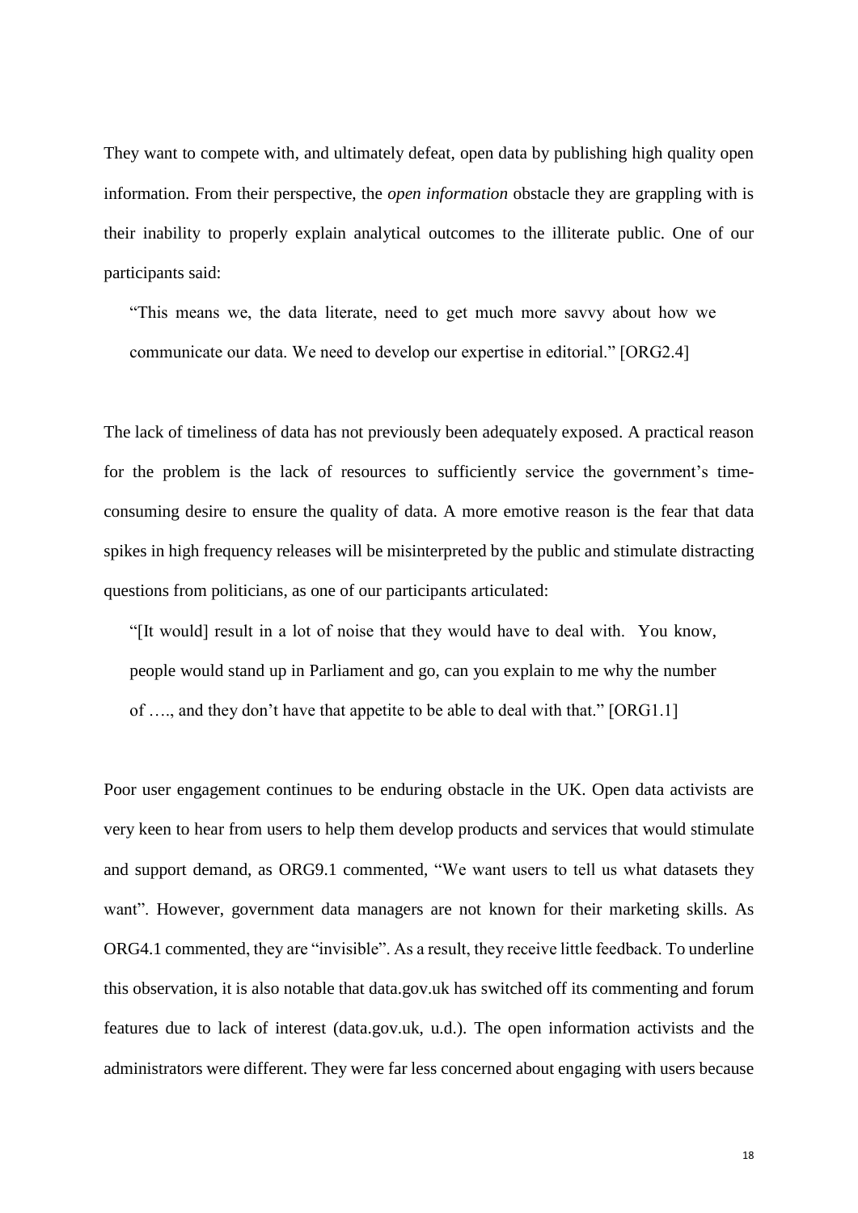They want to compete with, and ultimately defeat, open data by publishing high quality open information. From their perspective, the *open information* obstacle they are grappling with is their inability to properly explain analytical outcomes to the illiterate public. One of our participants said:

> "This means we, the data literate, need to get much more savvy about how we communicate our data. We need to develop our expertise in editorial." [ORG2.4]

The lack of timeliness of data has not previously been adequately exposed. A practical reason for the problem is the lack of resources to sufficiently service the government's time-consuming desire to ensure the quality of data. A more emotive reason is the fear that data spikes in high frequency releases will be misinterpreted by the public and stimulate distracting questions from politicians, as one of our participants articulated:

> "[It would] result in a lot of noise that they would have to deal with. You know, people would stand up in Parliament and go, can you explain to me why the number of …., and they don't have that appetite to be able to deal with that." [ORG1.1]

Poor user engagement continues to be enduring obstacle in the UK. Open data activists are very keen to hear from users to help them develop products and services that would stimulate and support demand, as ORG9.1 commented, "We want users to tell us what datasets they want". However, government data managers are not known for their marketing skills. As ORG4.1 commented, they are "invisible". As a result, they receive little feedback. To underline this observation, it is also notable that data.gov.uk has switched off its commenting and forum features due to lack of interest (data.gov.uk, u.d.). The open information activists and the administrators were different. They were far less concerned about engaging with users because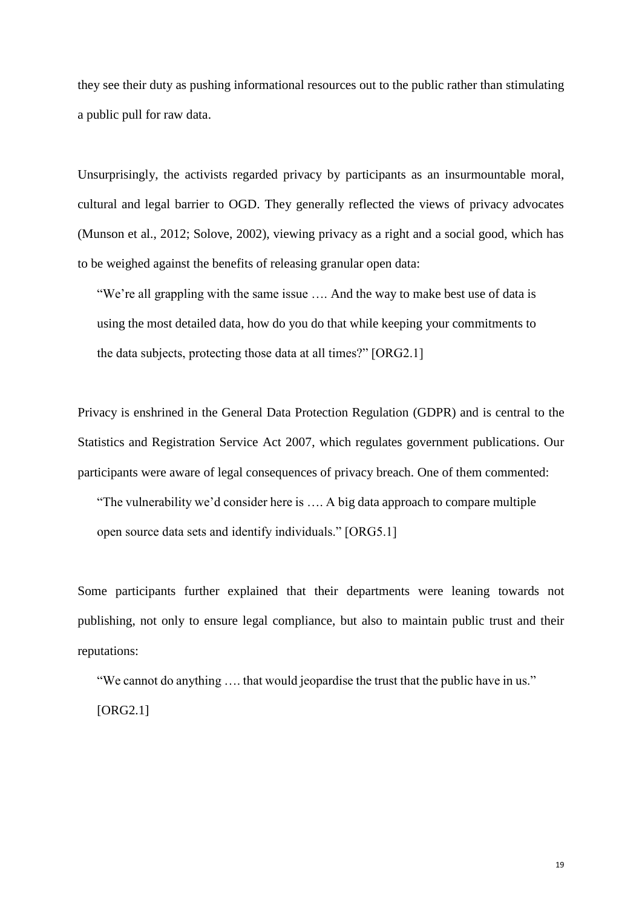they see their duty as pushing informational resources out to the public rather than stimulating a public pull for raw data.

Unsurprisingly, the activists regarded privacy by participants as an insurmountable moral, cultural and legal barrier to OGD. They generally reflected the views of privacy advocates (Munson et al., 2012; Solove, 2002), viewing privacy as a right and a social good, which has to be weighed against the benefits of releasing granular open data:

> "We're all grappling with the same issue …. And the way to make best use of data is using the most detailed data, how do you do that while keeping your commitments to the data subjects, protecting those data at all times?" [ORG2.1]

Privacy is enshrined in the General Data Protection Regulation (GDPR) and is central to the Statistics and Registration Service Act 2007, which regulates government publications. Our participants were aware of legal consequences of privacy breach. One of them commented:

> "The vulnerability we'd consider here is …. A big data approach to compare multiple open source data sets and identify individuals." [ORG5.1]

Some participants further explained that their departments were leaning towards not publishing, not only to ensure legal compliance, but also to maintain public trust and their reputations:

> "We cannot do anything …. that would jeopardise the trust that the public have in us." [ORG2.1]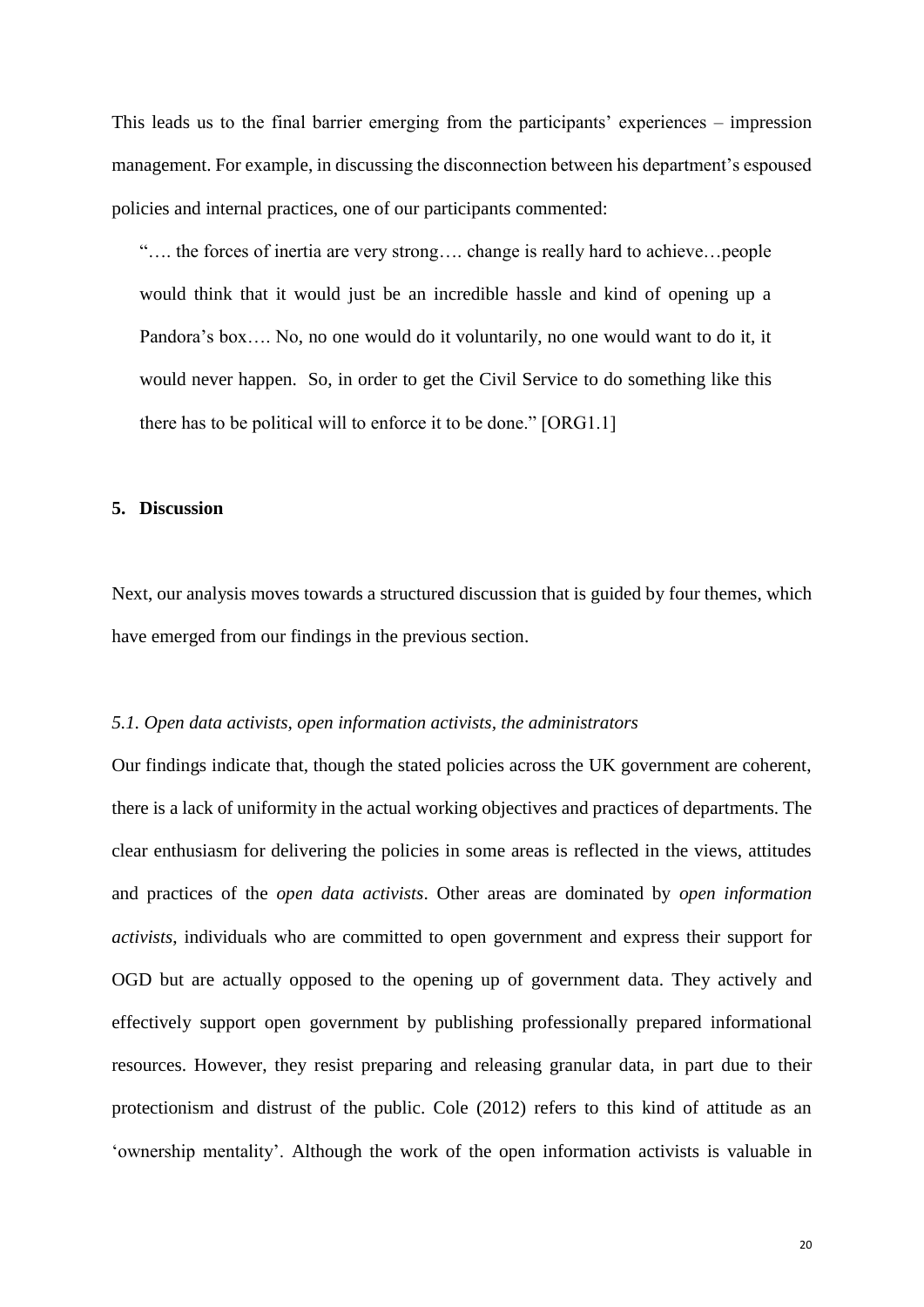This leads us to the final barrier emerging from the participants' experiences – impression management. For example, in discussing the disconnection between his department's espoused policies and internal practices, one of our participants commented:

> "…. the forces of inertia are very strong…. change is really hard to achieve…people would think that it would just be an incredible hassle and kind of opening up a Pandora's box…. No, no one would do it voluntarily, no one would want to do it, it would never happen. So, in order to get the Civil Service to do something like this there has to be political will to enforce it to be done." [ORG1.1]

## 5. Discussion

Next, our analysis moves towards a structured discussion that is guided by four themes, which have emerged from our findings in the previous section.

### *5.1. Open data activists, open information activists, the administrators*

Our findings indicate that, though the stated policies across the UK government are coherent, there is a lack of uniformity in the actual working objectives and practices of departments. The clear enthusiasm for delivering the policies in some areas is reflected in the views, attitudes and practices of the *open data activists*. Other areas are dominated by *open information activists*, individuals who are committed to open government and express their support for OGD but are actually opposed to the opening up of government data. They actively and effectively support open government by publishing professionally prepared informational resources. However, they resist preparing and releasing granular data, in part due to their protectionism and distrust of the public. Cole (2012) refers to this kind of attitude as an 'ownership mentality'. Although the work of the open information activists is valuable in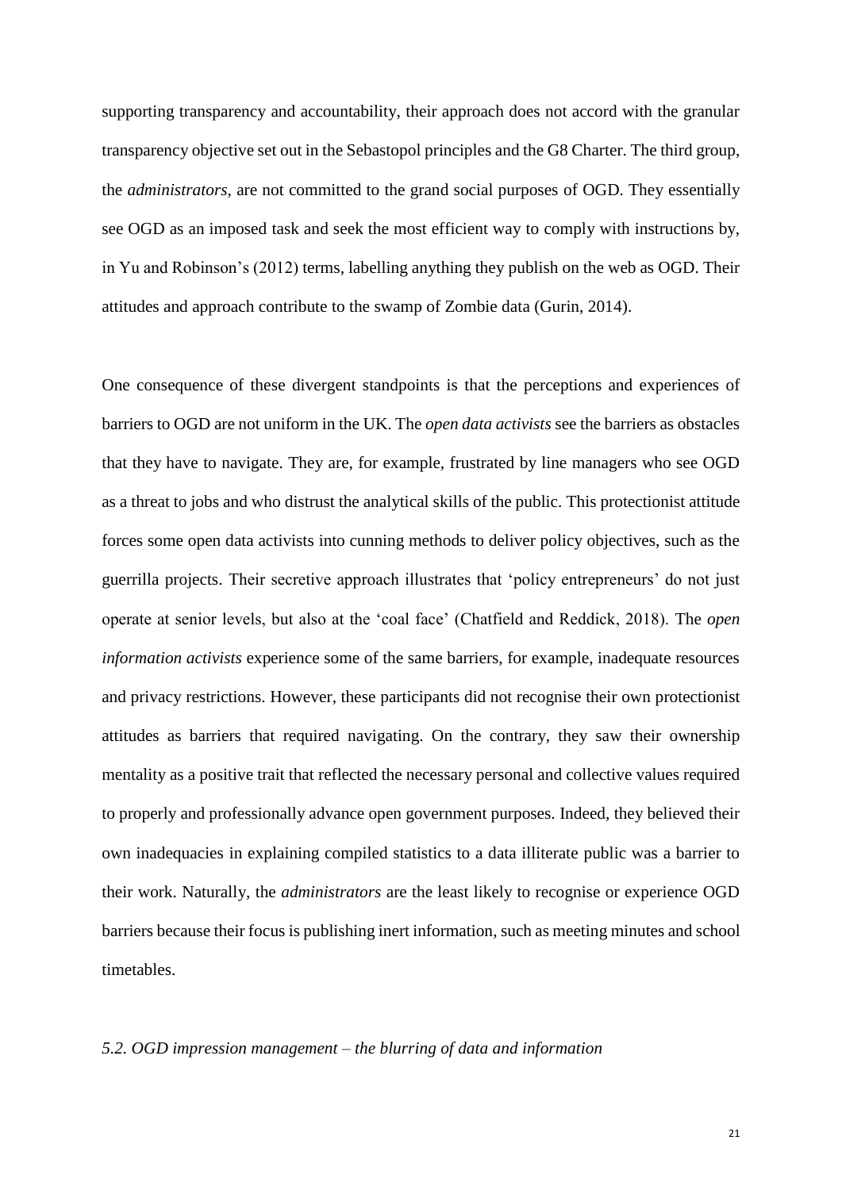supporting transparency and accountability, their approach does not accord with the granular transparency objective set out in the Sebastopol principles and the G8 Charter. The third group, the *administrators*, are not committed to the grand social purposes of OGD. They essentially see OGD as an imposed task and seek the most efficient way to comply with instructions by, in Yu and Robinson's (2012) terms, labelling anything they publish on the web as OGD. Their attitudes and approach contribute to the swamp of Zombie data (Gurin, 2014).

One consequence of these divergent standpoints is that the perceptions and experiences of barriers to OGD are not uniform in the UK. The *open data activists* see the barriers as obstacles that they have to navigate. They are, for example, frustrated by line managers who see OGD as a threat to jobs and who distrust the analytical skills of the public. This protectionist attitude forces some open data activists into cunning methods to deliver policy objectives, such as the guerrilla projects. Their secretive approach illustrates that 'policy entrepreneurs' do not just operate at senior levels, but also at the 'coal face' (Chatfield and Reddick, 2018). The *open information activists* experience some of the same barriers, for example, inadequate resources and privacy restrictions. However, these participants did not recognise their own protectionist attitudes as barriers that required navigating. On the contrary, they saw their ownership mentality as a positive trait that reflected the necessary personal and collective values required to properly and professionally advance open government purposes. Indeed, they believed their own inadequacies in explaining compiled statistics to a data illiterate public was a barrier to their work. Naturally, the *administrators* are the least likely to recognise or experience OGD barriers because their focus is publishing inert information, such as meeting minutes and school timetables.

### *5.2. OGD impression management – the blurring of data and information*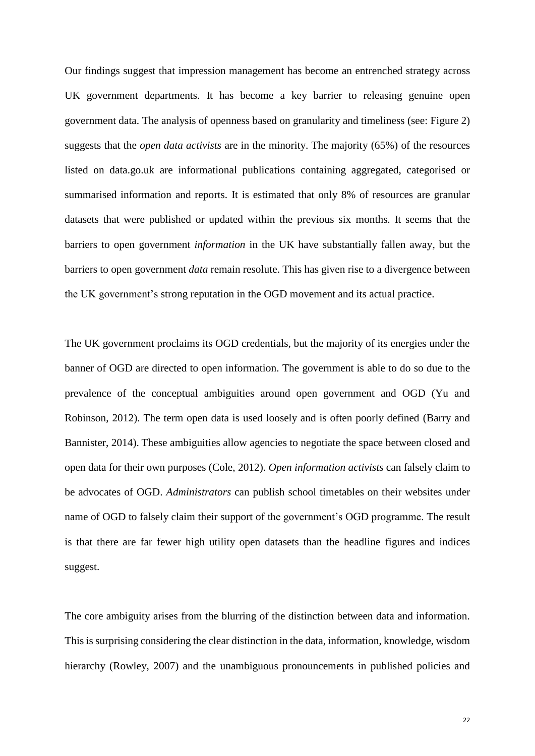Our findings suggest that impression management has become an entrenched strategy across UK government departments. It has become a key barrier to releasing genuine open government data. The analysis of openness based on granularity and timeliness (see: Figure 2) suggests that the *open data activists* are in the minority. The majority (65%) of the resources listed on data.go.uk are informational publications containing aggregated, categorised or summarised information and reports. It is estimated that only 8% of resources are granular datasets that were published or updated within the previous six months. It seems that the barriers to open government *information* in the UK have substantially fallen away, but the barriers to open government *data* remain resolute. This has given rise to a divergence between the UK government's strong reputation in the OGD movement and its actual practice.

The UK government proclaims its OGD credentials, but the majority of its energies under the banner of OGD are directed to open information. The government is able to do so due to the prevalence of the conceptual ambiguities around open government and OGD (Yu and Robinson, 2012). The term open data is used loosely and is often poorly defined (Barry and Bannister, 2014). These ambiguities allow agencies to negotiate the space between closed and open data for their own purposes (Cole, 2012). *Open information activists* can falsely claim to be advocates of OGD. *Administrators* can publish school timetables on their websites under name of OGD to falsely claim their support of the government's OGD programme. The result is that there are far fewer high utility open datasets than the headline figures and indices suggest.

The core ambiguity arises from the blurring of the distinction between data and information. This is surprising considering the clear distinction in the data, information, knowledge, wisdom hierarchy (Rowley, 2007) and the unambiguous pronouncements in published policies and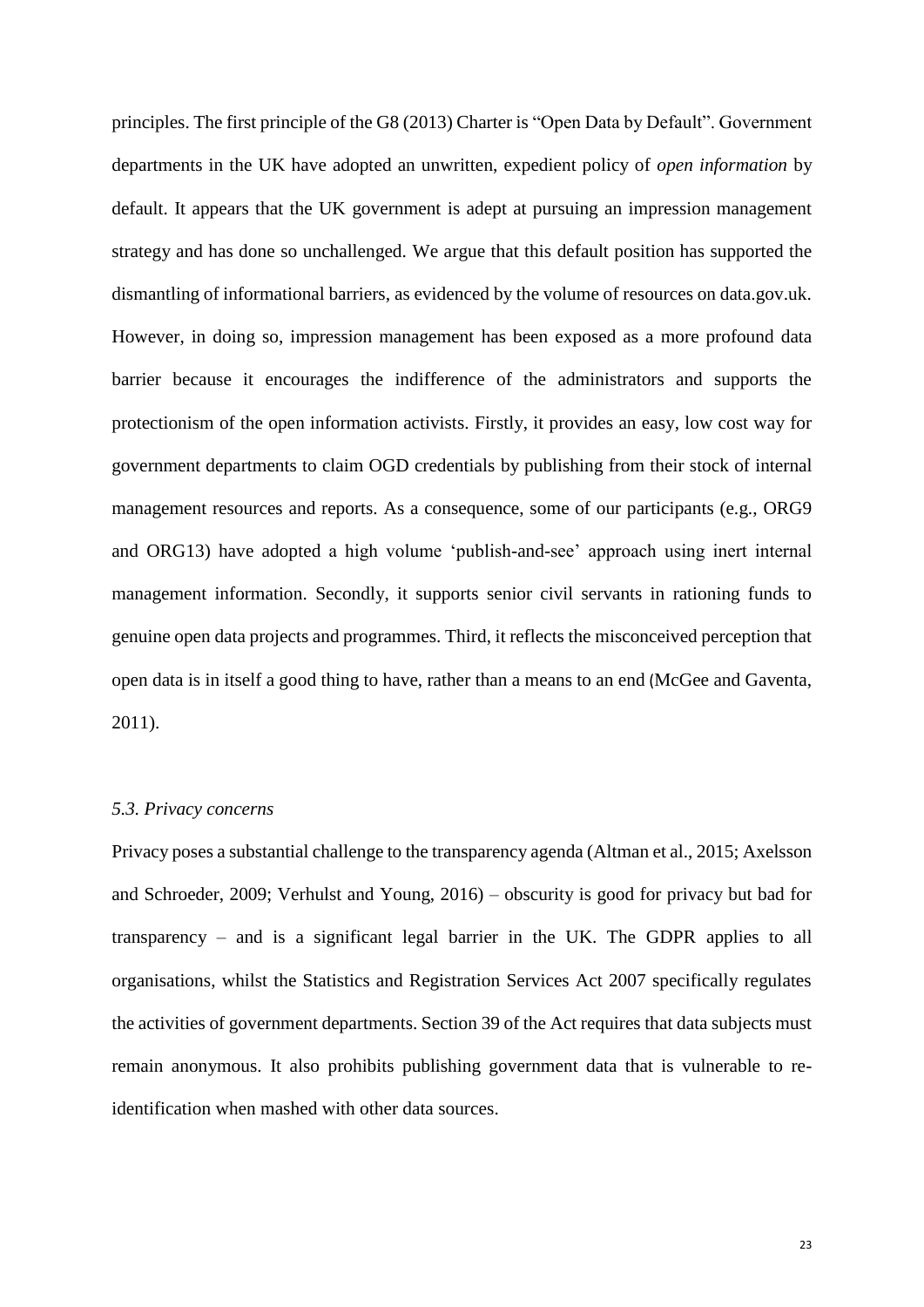principles. The first principle of the G8 (2013) Charter is "Open Data by Default". Government departments in the UK have adopted an unwritten, expedient policy of *open information* by default. It appears that the UK government is adept at pursuing an impression management strategy and has done so unchallenged. We argue that this default position has supported the dismantling of informational barriers, as evidenced by the volume of resources on data.gov.uk. However, in doing so, impression management has been exposed as a more profound data barrier because it encourages the indifference of the administrators and supports the protectionism of the open information activists. Firstly, it provides an easy, low cost way for government departments to claim OGD credentials by publishing from their stock of internal management resources and reports. As a consequence, some of our participants (e.g., ORG9 and ORG13) have adopted a high volume 'publish-and-see' approach using inert internal management information. Secondly, it supports senior civil servants in rationing funds to genuine open data projects and programmes. Third, it reflects the misconceived perception that open data is in itself a good thing to have, rather than a means to an end (McGee and Gaventa, 2011).

### *5.3. Privacy concerns*

Privacy poses a substantial challenge to the transparency agenda (Altman et al., 2015; Axelsson and Schroeder, 2009; Verhulst and Young, 2016) – obscurity is good for privacy but bad for transparency – and is a significant legal barrier in the UK. The GDPR applies to all organisations, whilst the Statistics and Registration Services Act 2007 specifically regulates the activities of government departments. Section 39 of the Act requires that data subjects must remain anonymous. It also prohibits publishing government data that is vulnerable to re-identification when mashed with other data sources.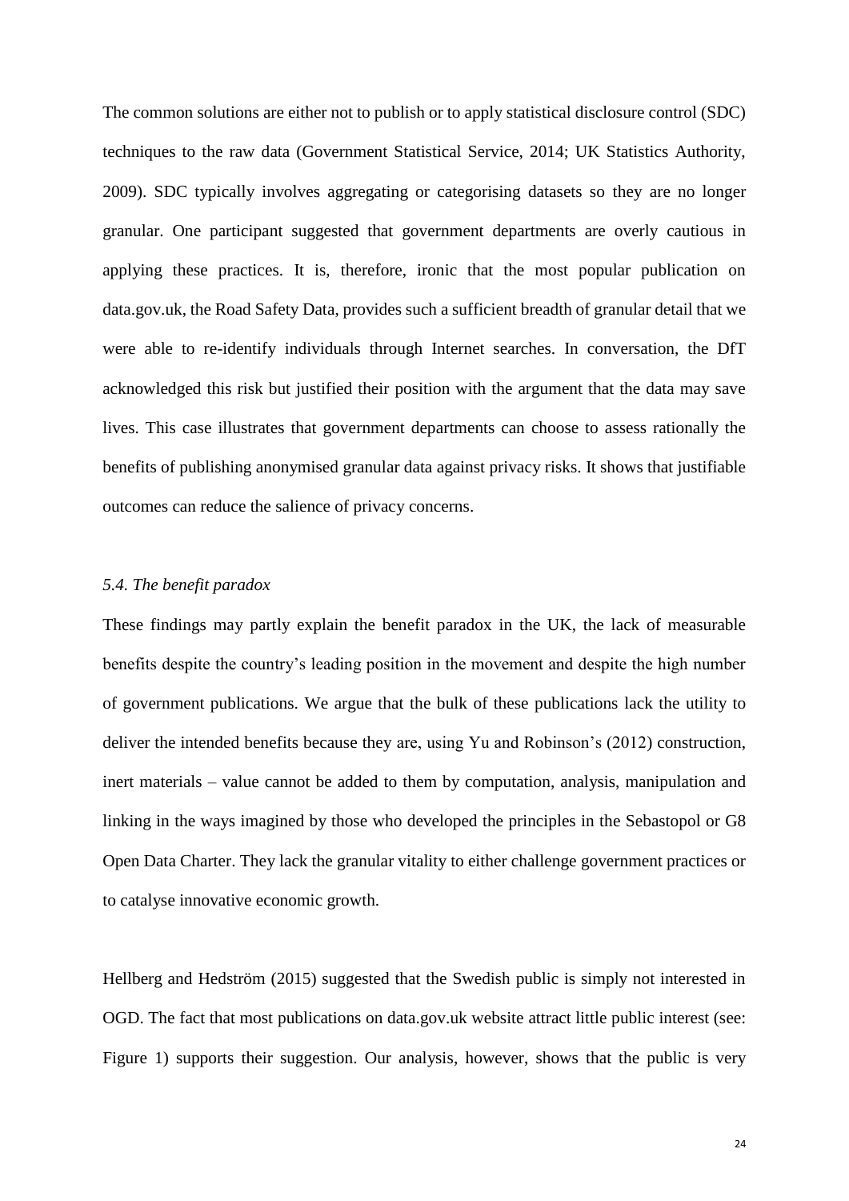The common solutions are either not to publish or to apply statistical disclosure control (SDC) techniques to the raw data (Government Statistical Service, 2014; UK Statistics Authority, 2009). SDC typically involves aggregating or categorising datasets so they are no longer granular. One participant suggested that government departments are overly cautious in applying these practices. It is, therefore, ironic that the most popular publication on data.gov.uk, the Road Safety Data, provides such a sufficient breadth of granular detail that we were able to re-identify individuals through Internet searches. In conversation, the DfT acknowledged this risk but justified their position with the argument that the data may save lives. This case illustrates that government departments can choose to assess rationally the benefits of publishing anonymised granular data against privacy risks. It shows that justifiable outcomes can reduce the salience of privacy concerns.

### *5.4. The benefit paradox*

These findings may partly explain the benefit paradox in the UK, the lack of measurable benefits despite the country's leading position in the movement and despite the high number of government publications. We argue that the bulk of these publications lack the utility to deliver the intended benefits because they are, using Yu and Robinson's (2012) construction, inert materials – value cannot be added to them by computation, analysis, manipulation and linking in the ways imagined by those who developed the principles in the Sebastopol or G8 Open Data Charter. They lack the granular vitality to either challenge government practices or to catalyse innovative economic growth.

Hellberg and Hedström (2015) suggested that the Swedish public is simply not interested in OGD. The fact that most publications on data.gov.uk website attract little public interest (see: Figure 1) supports their suggestion. Our analysis, however, shows that the public is very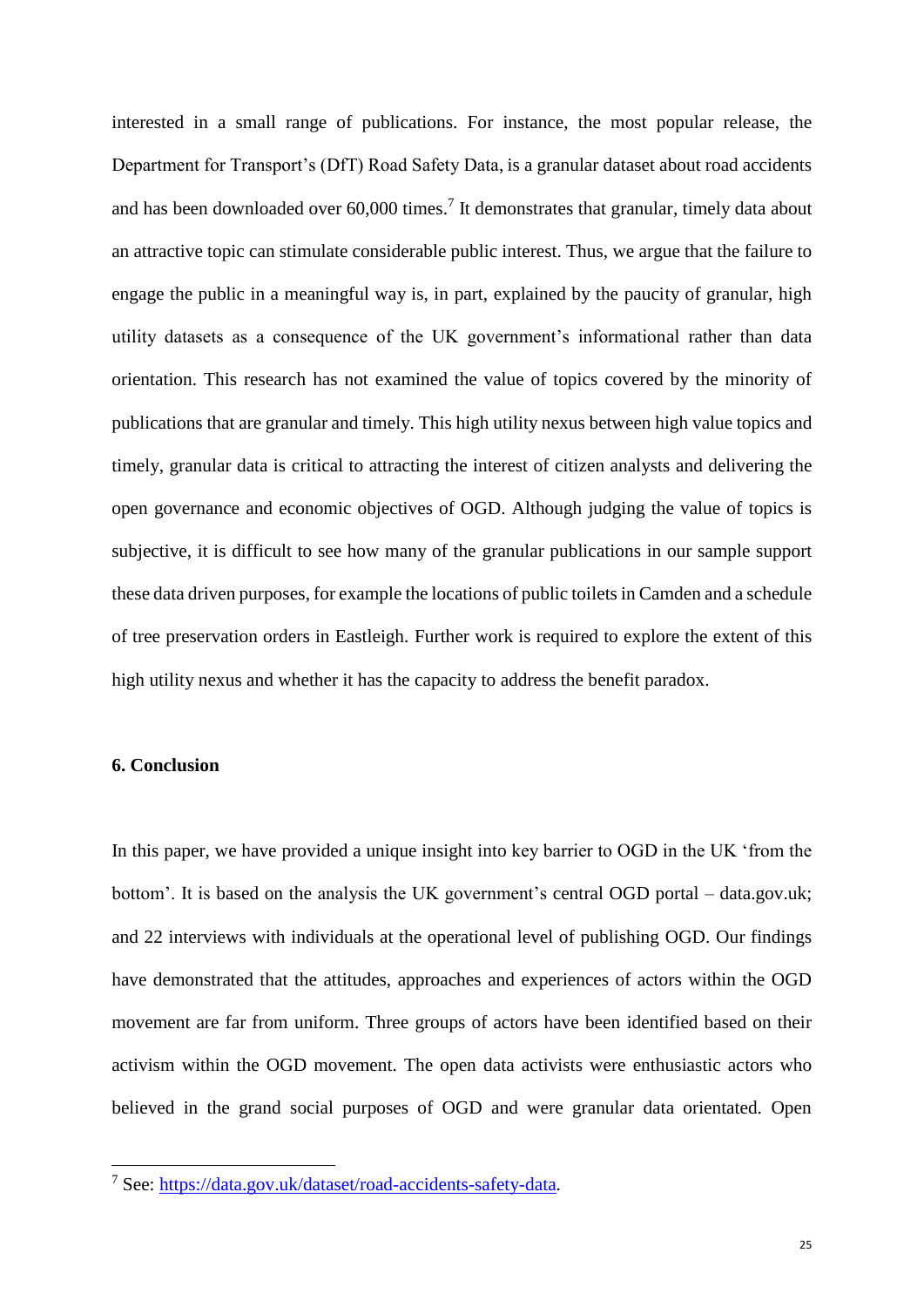interested in a small range of publications. For instance, the most popular release, the Department for Transport's (DfT) Road Safety Data, is a granular dataset about road accidents and has been downloaded over 60,000 times.[7] It demonstrates that granular, timely data about an attractive topic can stimulate considerable public interest. Thus, we argue that the failure to engage the public in a meaningful way is, in part, explained by the paucity of granular, high utility datasets as a consequence of the UK government's informational rather than data orientation. This research has not examined the value of topics covered by the minority of publications that are granular and timely. This high utility nexus between high value topics and timely, granular data is critical to attracting the interest of citizen analysts and delivering the open governance and economic objectives of OGD. Although judging the value of topics is subjective, it is difficult to see how many of the granular publications in our sample support these data driven purposes, for example the locations of public toilets in Camden and a schedule of tree preservation orders in Eastleigh. Further work is required to explore the extent of this high utility nexus and whether it has the capacity to address the benefit paradox.

### 6. Conclusion

In this paper, we have provided a unique insight into key barrier to OGD in the UK 'from the bottom'. It is based on the analysis the UK government's central OGD portal – data.gov.uk; and 22 interviews with individuals at the operational level of publishing OGD. Our findings have demonstrated that the attitudes, approaches and experiences of actors within the OGD movement are far from uniform. Three groups of actors have been identified based on their activism within the OGD movement. The open data activists were enthusiastic actors who believed in the grand social purposes of OGD and were granular data orientated. Open

---

[7] See: https://data.gov.uk/dataset/road-accidents-safety-data.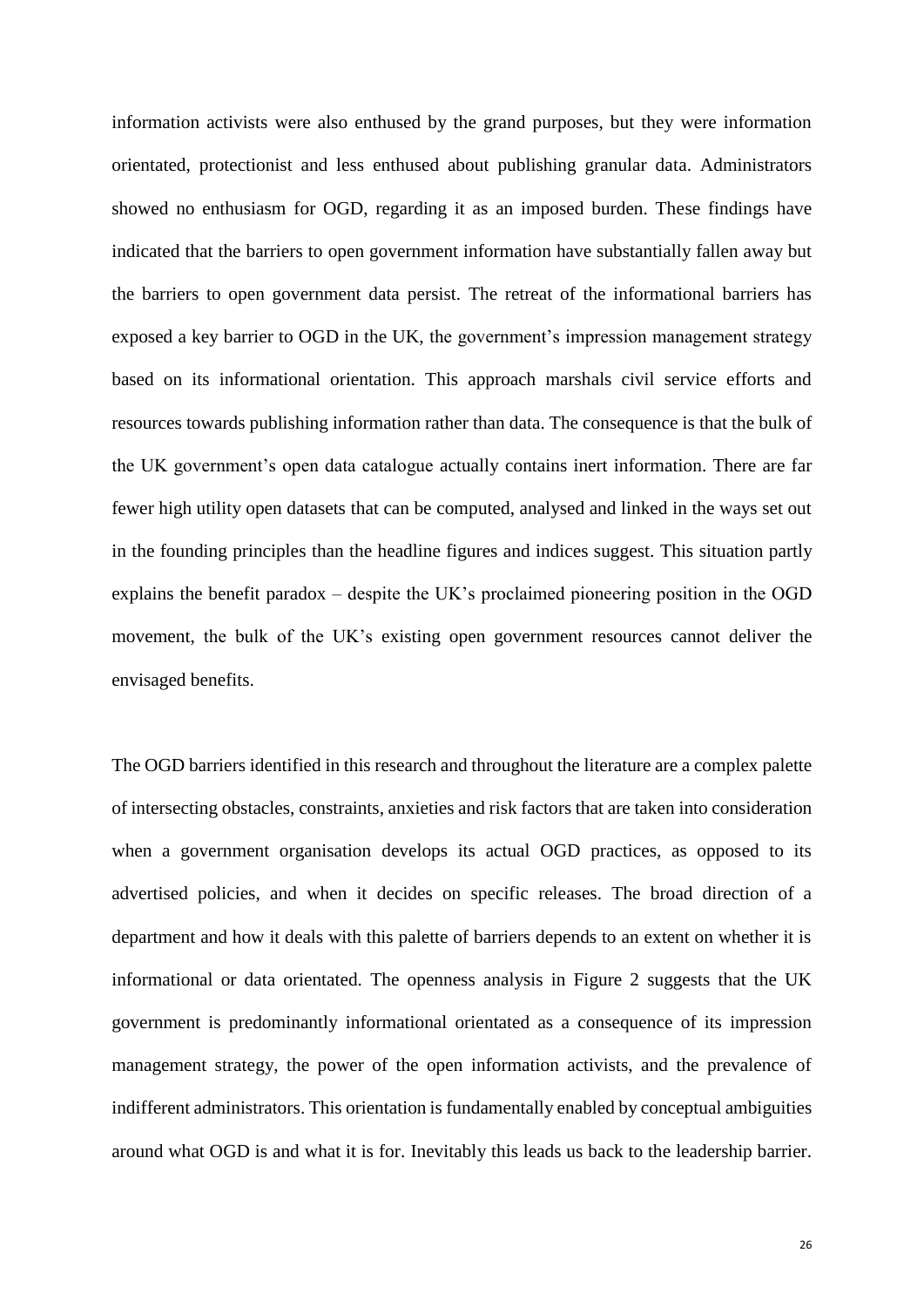information activists were also enthused by the grand purposes, but they were information orientated, protectionist and less enthused about publishing granular data. Administrators showed no enthusiasm for OGD, regarding it as an imposed burden. These findings have indicated that the barriers to open government information have substantially fallen away but the barriers to open government data persist. The retreat of the informational barriers has exposed a key barrier to OGD in the UK, the government's impression management strategy based on its informational orientation. This approach marshals civil service efforts and resources towards publishing information rather than data. The consequence is that the bulk of the UK government's open data catalogue actually contains inert information. There are far fewer high utility open datasets that can be computed, analysed and linked in the ways set out in the founding principles than the headline figures and indices suggest. This situation partly explains the benefit paradox – despite the UK's proclaimed pioneering position in the OGD movement, the bulk of the UK's existing open government resources cannot deliver the envisaged benefits.

The OGD barriers identified in this research and throughout the literature are a complex palette of intersecting obstacles, constraints, anxieties and risk factors that are taken into consideration when a government organisation develops its actual OGD practices, as opposed to its advertised policies, and when it decides on specific releases. The broad direction of a department and how it deals with this palette of barriers depends to an extent on whether it is informational or data orientated. The openness analysis in Figure 2 suggests that the UK government is predominantly informational orientated as a consequence of its impression management strategy, the power of the open information activists, and the prevalence of indifferent administrators. This orientation is fundamentally enabled by conceptual ambiguities around what OGD is and what it is for. Inevitably this leads us back to the leadership barrier.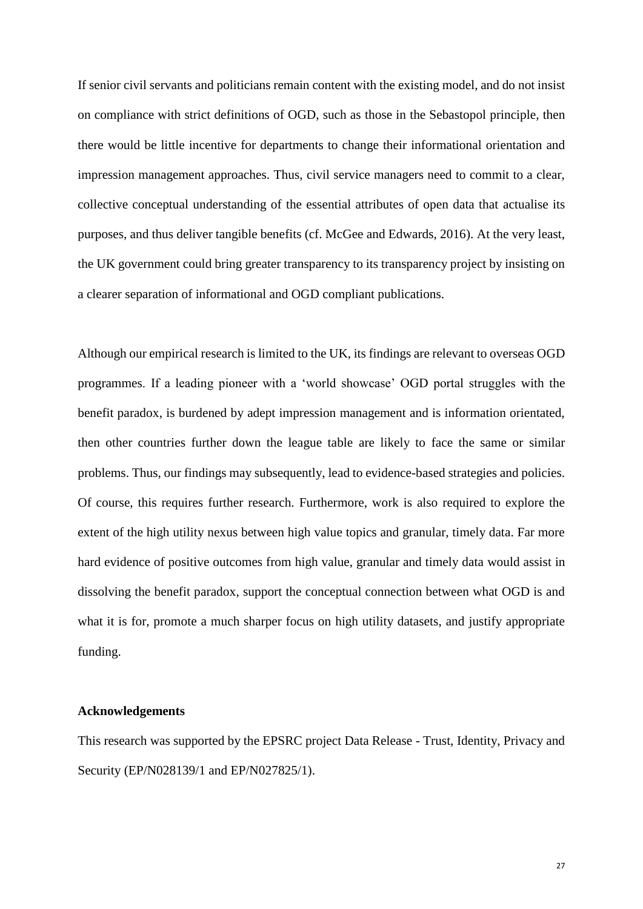If senior civil servants and politicians remain content with the existing model, and do not insist on compliance with strict definitions of OGD, such as those in the Sebastopol principle, then there would be little incentive for departments to change their informational orientation and impression management approaches. Thus, civil service managers need to commit to a clear, collective conceptual understanding of the essential attributes of open data that actualise its purposes, and thus deliver tangible benefits (cf. McGee and Edwards, 2016). At the very least, the UK government could bring greater transparency to its transparency project by insisting on a clearer separation of informational and OGD compliant publications.

Although our empirical research is limited to the UK, its findings are relevant to overseas OGD programmes. If a leading pioneer with a 'world showcase' OGD portal struggles with the benefit paradox, is burdened by adept impression management and is information orientated, then other countries further down the league table are likely to face the same or similar problems. Thus, our findings may subsequently, lead to evidence-based strategies and policies. Of course, this requires further research. Furthermore, work is also required to explore the extent of the high utility nexus between high value topics and granular, timely data. Far more hard evidence of positive outcomes from high value, granular and timely data would assist in dissolving the benefit paradox, support the conceptual connection between what OGD is and what it is for, promote a much sharper focus on high utility datasets, and justify appropriate funding.

**Acknowledgements**

This research was supported by the EPSRC project Data Release - Trust, Identity, Privacy and Security (EP/N028139/1 and EP/N027825/1).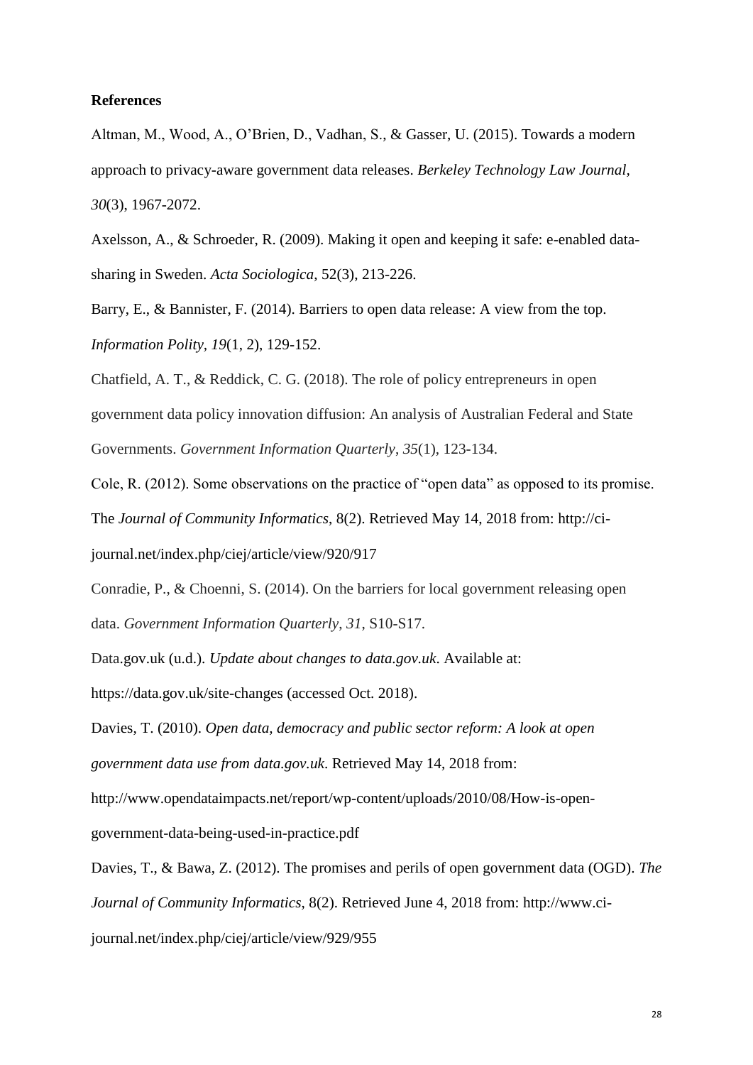**References**

Altman, M., Wood, A., O'Brien, D., Vadhan, S., & Gasser, U. (2015). Towards a modern approach to privacy-aware government data releases. *Berkeley Technology Law Journal, 30*(3), 1967-2072.

Axelsson, A., & Schroeder, R. (2009). Making it open and keeping it safe: e-enabled data-sharing in Sweden. *Acta Sociologica*, 52(3), 213-226.

Barry, E., & Bannister, F. (2014). Barriers to open data release: A view from the top. *Information Polity*, *19*(1, 2), 129-152.

Chatfield, A. T., & Reddick, C. G. (2018). The role of policy entrepreneurs in open government data policy innovation diffusion: An analysis of Australian Federal and State Governments. *Government Information Quarterly*, *35*(1), 123-134.

Cole, R. (2012). Some observations on the practice of "open data" as opposed to its promise. The *Journal of Community Informatics*, 8(2). Retrieved May 14, 2018 from: http://ci-journal.net/index.php/ciej/article/view/920/917

Conradie, P., & Choenni, S. (2014). On the barriers for local government releasing open data. *Government Information Quarterly*, *31*, S10-S17.

Data.gov.uk (u.d.). *Update about changes to data.gov.uk*. Available at: https://data.gov.uk/site-changes (accessed Oct. 2018).

Davies, T. (2010). *Open data, democracy and public sector reform: A look at open government data use from data.gov.uk*. Retrieved May 14, 2018 from: http://www.opendataimpacts.net/report/wp-content/uploads/2010/08/How-is-open-government-data-being-used-in-practice.pdf

Davies, T., & Bawa, Z. (2012). The promises and perils of open government data (OGD). *The Journal of Community Informatics*, 8(2). Retrieved June 4, 2018 from: http://www.ci-journal.net/index.php/ciej/article/view/929/955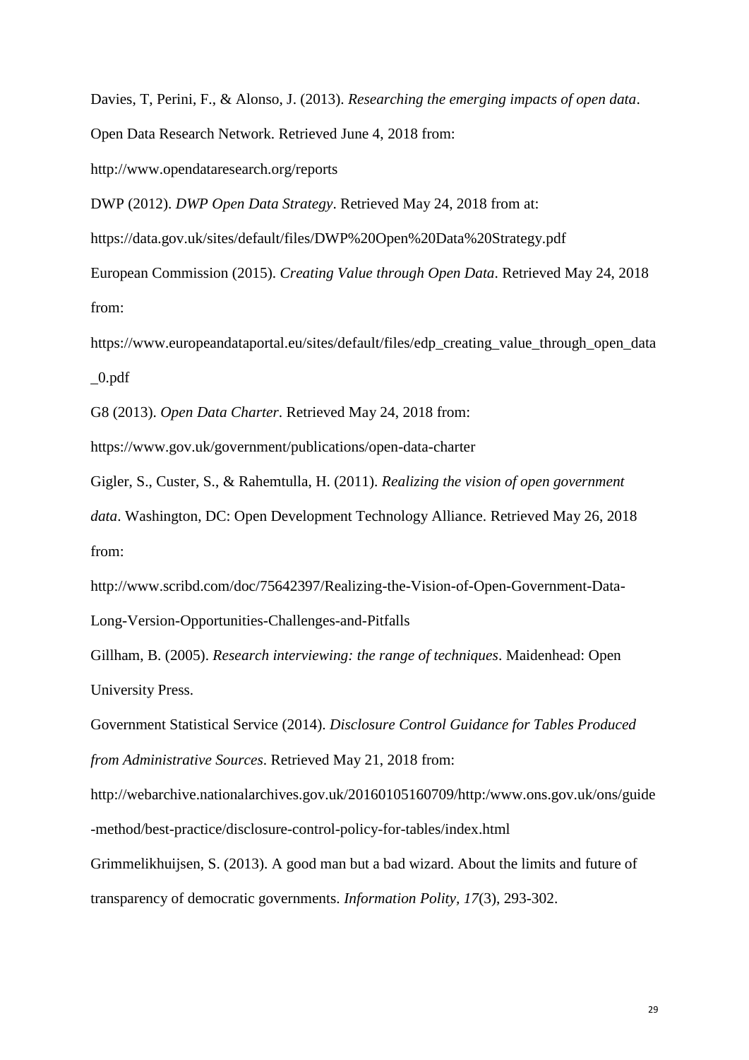Davies, T, Perini, F., & Alonso, J. (2013). *Researching the emerging impacts of open data*. Open Data Research Network. Retrieved June 4, 2018 from: http://www.opendataresearch.org/reports

DWP (2012). *DWP Open Data Strategy*. Retrieved May 24, 2018 from at: https://data.gov.uk/sites/default/files/DWP%20Open%20Data%20Strategy.pdf

European Commission (2015). *Creating Value through Open Data*. Retrieved May 24, 2018 from: https://www.europeandataportal.eu/sites/default/files/edp_creating_value_through_open_data_0.pdf

G8 (2013). *Open Data Charter*. Retrieved May 24, 2018 from: https://www.gov.uk/government/publications/open-data-charter

Gigler, S., Custer, S., & Rahemtulla, H. (2011). *Realizing the vision of open government data*. Washington, DC: Open Development Technology Alliance. Retrieved May 26, 2018 from: http://www.scribd.com/doc/75642397/Realizing-the-Vision-of-Open-Government-Data-Long-Version-Opportunities-Challenges-and-Pitfalls

Gillham, B. (2005). *Research interviewing: the range of techniques*. Maidenhead: Open University Press.

Government Statistical Service (2014). *Disclosure Control Guidance for Tables Produced from Administrative Sources*. Retrieved May 21, 2018 from: http://webarchive.nationalarchives.gov.uk/20160105160709/http:/www.ons.gov.uk/ons/guide-method/best-practice/disclosure-control-policy-for-tables/index.html

Grimmelikhuijsen, S. (2013). A good man but a bad wizard. About the limits and future of transparency of democratic governments. *Information Polity, 17*(3), 293-302.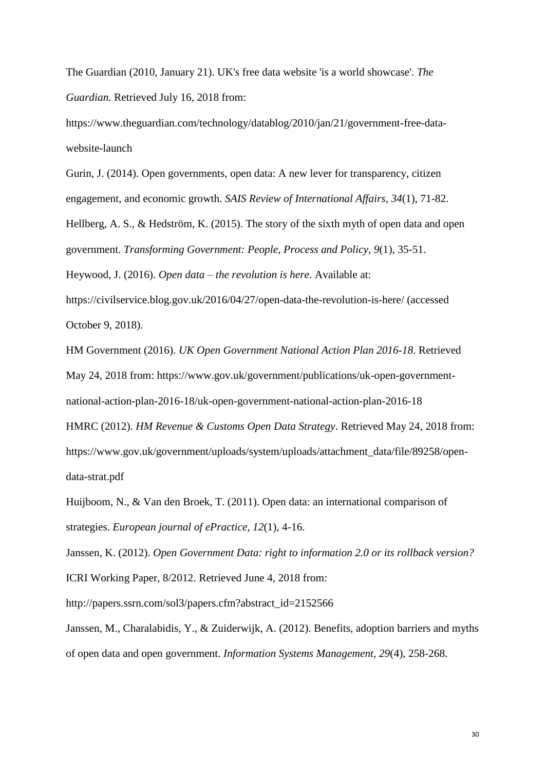The Guardian (2010, January 21). UK's free data website 'is a world showcase'. *The Guardian.* Retrieved July 16, 2018 from: https://www.theguardian.com/technology/datablog/2010/jan/21/government-free-data-website-launch

Gurin, J. (2014). Open governments, open data: A new lever for transparency, citizen engagement, and economic growth. *SAIS Review of International Affairs*, *34*(1), 71-82.

Hellberg, A. S., & Hedström, K. (2015). The story of the sixth myth of open data and open government. *Transforming Government: People, Process and Policy*, *9*(1), 35-51.

Heywood, J. (2016). *Open data – the revolution is here*. Available at: https://civilservice.blog.gov.uk/2016/04/27/open-data-the-revolution-is-here/ (accessed October 9, 2018).

HM Government (2016). *UK Open Government National Action Plan 2016-18*. Retrieved May 24, 2018 from: https://www.gov.uk/government/publications/uk-open-government-national-action-plan-2016-18/uk-open-government-national-action-plan-2016-18

HMRC (2012). *HM Revenue & Customs Open Data Strategy*. Retrieved May 24, 2018 from: https://www.gov.uk/government/uploads/system/uploads/attachment_data/file/89258/open-data-strat.pdf

Huijboom, N., & Van den Broek, T. (2011). Open data: an international comparison of strategies. *European journal of ePractice, 12*(1), 4-16.

Janssen, K. (2012). *Open Government Data: right to information 2.0 or its rollback version?* ICRI Working Paper, 8/2012. Retrieved June 4, 2018 from: http://papers.ssrn.com/sol3/papers.cfm?abstract_id=2152566

Janssen, M., Charalabidis, Y., & Zuiderwijk, A. (2012). Benefits, adoption barriers and myths of open data and open government. *Information Systems Management, 29*(4), 258-268.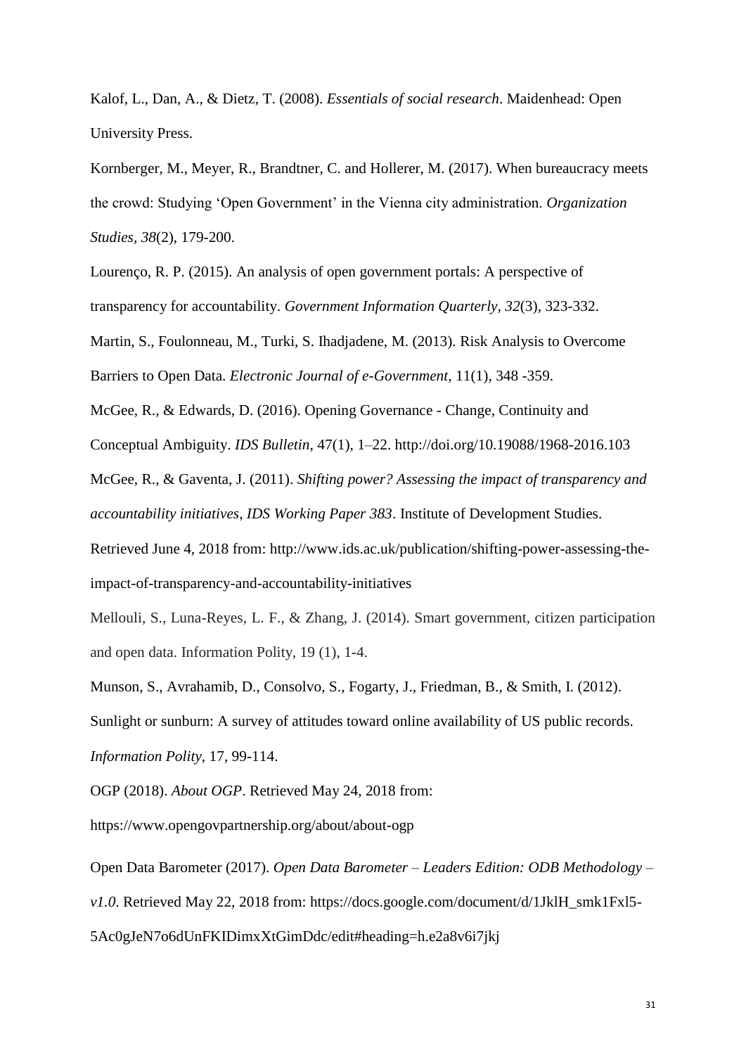Kalof, L., Dan, A., & Dietz, T. (2008). *Essentials of social research*. Maidenhead: Open University Press.

Kornberger, M., Meyer, R., Brandtner, C. and Hollerer, M. (2017). When bureaucracy meets the crowd: Studying 'Open Government' in the Vienna city administration. *Organization Studies, 38*(2), 179-200.

Lourenço, R. P. (2015). An analysis of open government portals: A perspective of transparency for accountability. *Government Information Quarterly, 32*(3), 323-332.

Martin, S., Foulonneau, M., Turki, S. Ihadjadene, M. (2013). Risk Analysis to Overcome Barriers to Open Data. *Electronic Journal of e-Government*, 11(1), 348 -359.

McGee, R., & Edwards, D. (2016). Opening Governance - Change, Continuity and Conceptual Ambiguity. *IDS Bulletin*, 47(1), 1–22. http://doi.org/10.19088/1968-2016.103

McGee, R., & Gaventa, J. (2011). *Shifting power? Assessing the impact of transparency and accountability initiatives, IDS Working Paper 383*. Institute of Development Studies. Retrieved June 4, 2018 from: http://www.ids.ac.uk/publication/shifting-power-assessing-the-impact-of-transparency-and-accountability-initiatives

Mellouli, S., Luna-Reyes, L. F., & Zhang, J. (2014). Smart government, citizen participation and open data. Information Polity, 19 (1), 1-4.

Munson, S., Avrahamib, D., Consolvo, S., Fogarty, J., Friedman, B., & Smith, I. (2012). Sunlight or sunburn: A survey of attitudes toward online availability of US public records. *Information Polity*, 17, 99-114.

OGP (2018). *About OGP*. Retrieved May 24, 2018 from: https://www.opengovpartnership.org/about/about-ogp

Open Data Barometer (2017). *Open Data Barometer – Leaders Edition: ODB Methodology – v1.0*. Retrieved May 22, 2018 from: https://docs.google.com/document/d/1JklH_smk1Fxl5-5Ac0gJeN7o6dUnFKIDimxXtGimDdc/edit#heading=h.e2a8v6i7jkj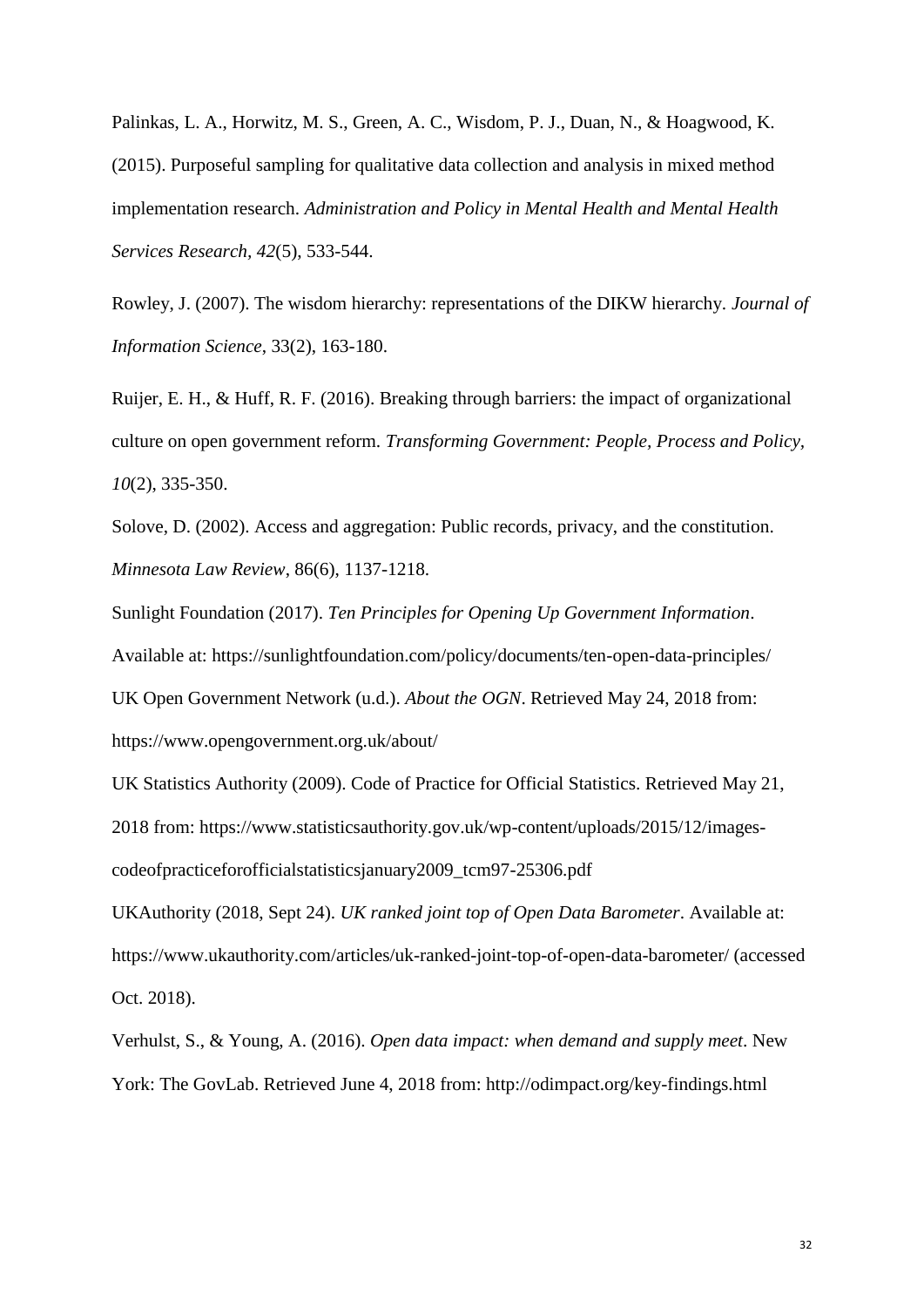Palinkas, L. A., Horwitz, M. S., Green, A. C., Wisdom, P. J., Duan, N., & Hoagwood, K. (2015). Purposeful sampling for qualitative data collection and analysis in mixed method implementation research. *Administration and Policy in Mental Health and Mental Health Services Research, 42*(5), 533-544.

Rowley, J. (2007). The wisdom hierarchy: representations of the DIKW hierarchy. *Journal of Information Science*, 33(2), 163-180.

Ruijer, E. H., & Huff, R. F. (2016). Breaking through barriers: the impact of organizational culture on open government reform. *Transforming Government: People, Process and Policy, 10*(2), 335-350.

Solove, D. (2002). Access and aggregation: Public records, privacy, and the constitution. *Minnesota Law Review*, 86(6), 1137-1218.

Sunlight Foundation (2017). *Ten Principles for Opening Up Government Information*. Available at: https://sunlightfoundation.com/policy/documents/ten-open-data-principles/

UK Open Government Network (u.d.). *About the OGN*. Retrieved May 24, 2018 from: https://www.opengovernment.org.uk/about/

UK Statistics Authority (2009). Code of Practice for Official Statistics. Retrieved May 21, 2018 from: https://www.statisticsauthority.gov.uk/wp-content/uploads/2015/12/images-codeofpracticeforofficialstatisticsjanuary2009_tcm97-25306.pdf

UKAuthority (2018, Sept 24). *UK ranked joint top of Open Data Barometer*. Available at: https://www.ukauthority.com/articles/uk-ranked-joint-top-of-open-data-barometer/ (accessed Oct. 2018).

Verhulst, S., & Young, A. (2016). *Open data impact: when demand and supply meet*. New York: The GovLab. Retrieved June 4, 2018 from: http://odimpact.org/key-findings.html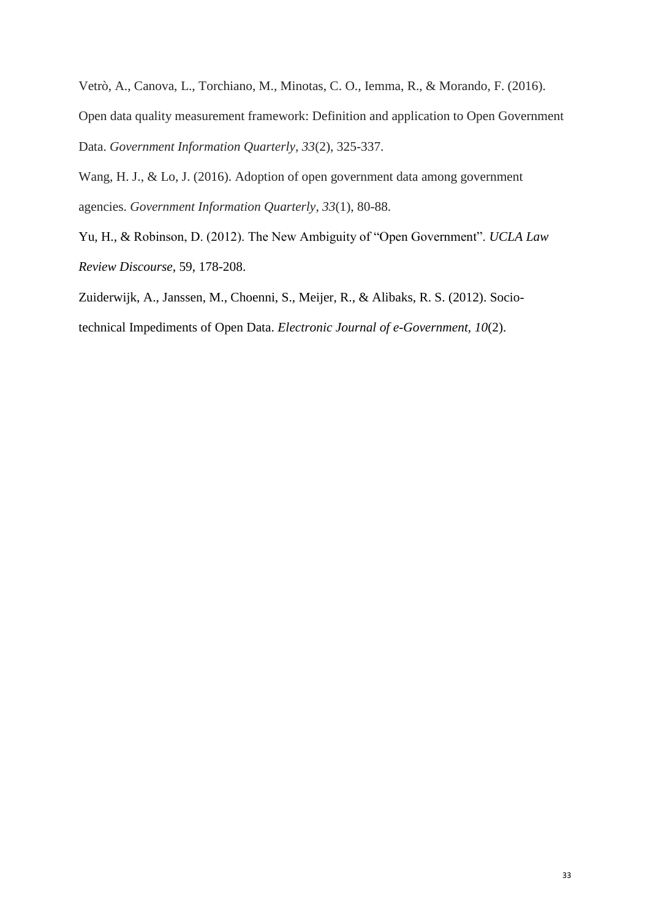Vetrò, A., Canova, L., Torchiano, M., Minotas, C. O., Iemma, R., & Morando, F. (2016). Open data quality measurement framework: Definition and application to Open Government Data. *Government Information Quarterly, 33*(2), 325-337.

Wang, H. J., & Lo, J. (2016). Adoption of open government data among government agencies. *Government Information Quarterly*, *33*(1), 80-88.

Yu, H., & Robinson, D. (2012). The New Ambiguity of "Open Government". *UCLA Law Review Discourse*, 59, 178-208.

Zuiderwijk, A., Janssen, M., Choenni, S., Meijer, R., & Alibaks, R. S. (2012). Socio-technical Impediments of Open Data. *Electronic Journal of e-Government*, *10*(2).